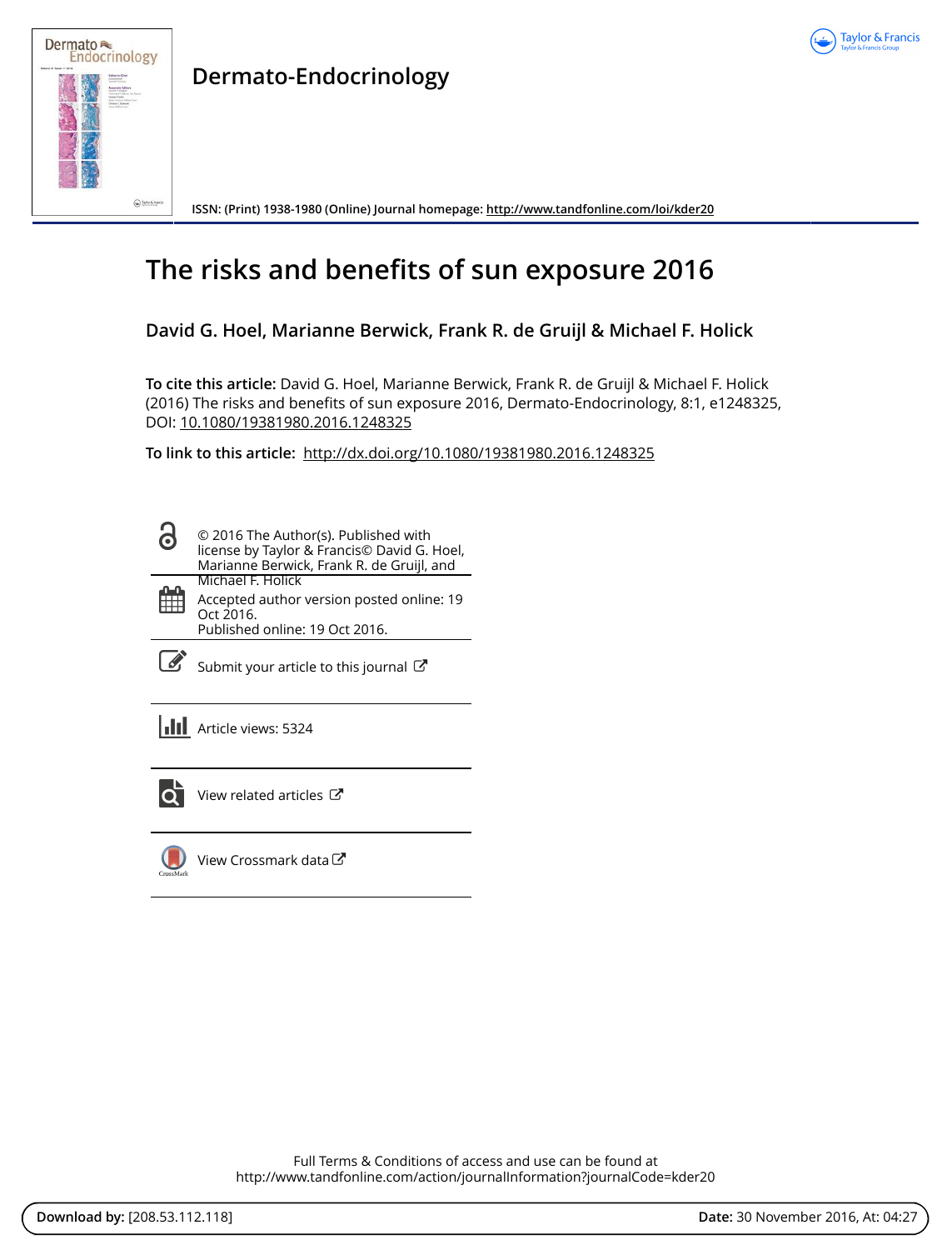# Dermato-Endocrinology

ISSN: (Print) 1938-1980 (Online) Journal homepage: http://www.tandfonline.com/loi/kder20

# The risks and benefits of sun exposure 2016

**David G. Hoel, Marianne Berwick, Frank R. de Gruijl & Michael F. Holick**

**To cite this article:** David G. Hoel, Marianne Berwick, Frank R. de Gruijl & Michael F. Holick (2016) The risks and benefits of sun exposure 2016, Dermato-Endocrinology, 8:1, e1248325, DOI: 10.1080/19381980.2016.1248325

**To link to this article:** http://dx.doi.org/10.1080/19381980.2016.1248325

© 2016 The Author(s). Published with license by Taylor & Francis© David G. Hoel, Marianne Berwick, Frank R. de Gruijl, and Michael F. Holick

Accepted author version posted online: 19 Oct 2016.
Published online: 19 Oct 2016.

Submit your article to this journal

Article views: 5324

View related articles

View Crossmark data

Full Terms & Conditions of access and use can be found at
http://www.tandfonline.com/action/journalInformation?journalCode=kder20

**Download by:** [208.53.112.118] **Date:** 30 November 2016, At: 04:27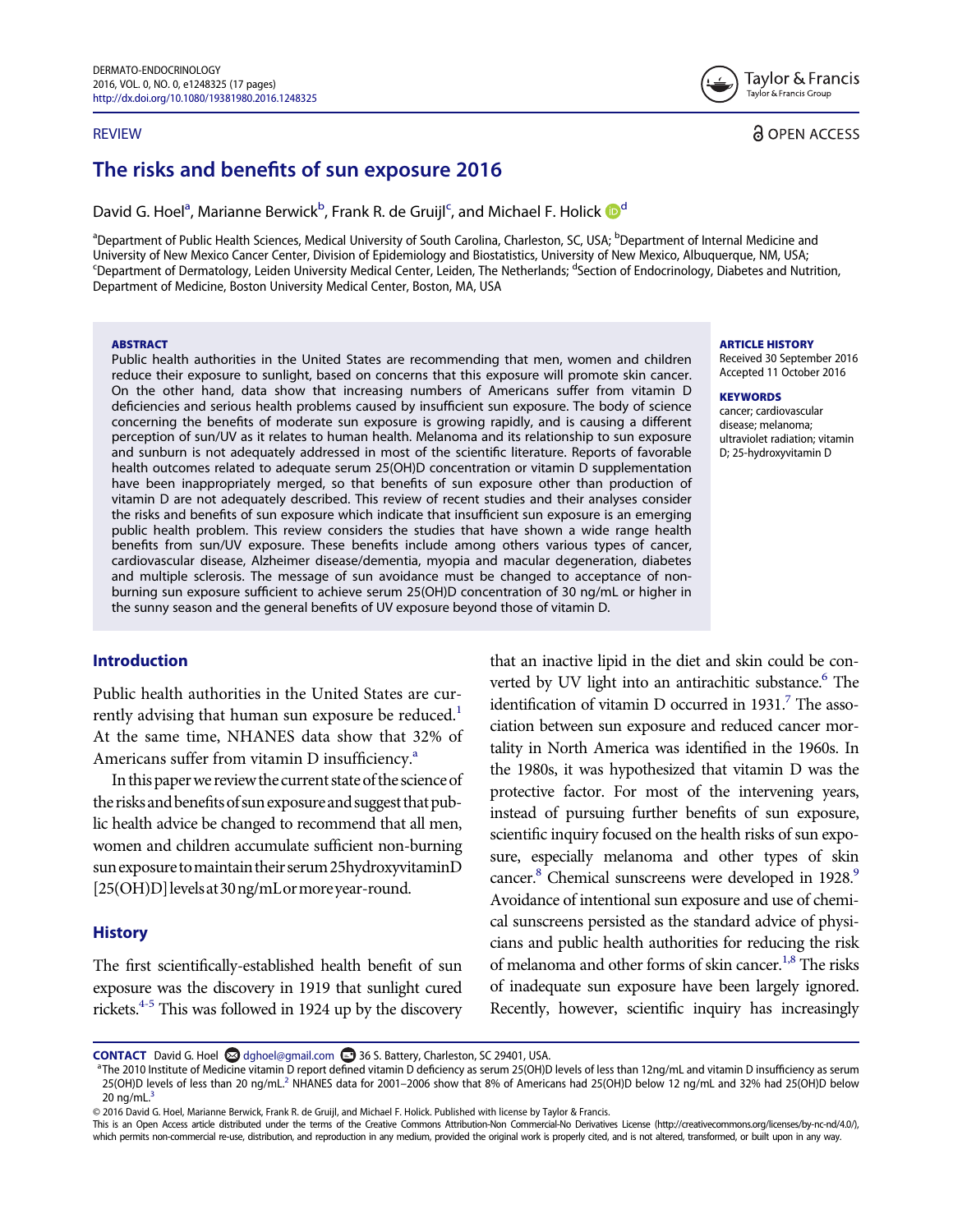# The risks and benefits of sun exposure 2016

David G. Hoel[a], Marianne Berwick[b], Frank R. de Gruijl[c], and Michael F. Holick[d]

[a]Department of Public Health Sciences, Medical University of South Carolina, Charleston, SC, USA; [b]Department of Internal Medicine and University of New Mexico Cancer Center, Division of Epidemiology and Biostatistics, University of New Mexico, Albuquerque, NM, USA; [c]Department of Dermatology, Leiden University Medical Center, Leiden, The Netherlands; [d]Section of Endocrinology, Diabetes and Nutrition, Department of Medicine, Boston University Medical Center, Boston, MA, USA

REVIEW

OPEN ACCESS

**ABSTRACT**

Public health authorities in the United States are recommending that men, women and children reduce their exposure to sunlight, based on concerns that this exposure will promote skin cancer. On the other hand, data show that increasing numbers of Americans suffer from vitamin D deficiencies and serious health problems caused by insufficient sun exposure. The body of science concerning the benefits of moderate sun exposure is growing rapidly, and is causing a different perception of sun/UV as it relates to human health. Melanoma and its relationship to sun exposure and sunburn is not adequately addressed in most of the scientific literature. Reports of favorable health outcomes related to adequate serum 25(OH)D concentration or vitamin D supplementation have been inappropriately merged, so that benefits of sun exposure other than production of vitamin D are not adequately described. This review of recent studies and their analyses consider the risks and benefits of sun exposure which indicate that insufficient sun exposure is an emerging public health problem. This review considers the studies that have shown a wide range health benefits from sun/UV exposure. These benefits include among others various types of cancer, cardiovascular disease, Alzheimer disease/dementia, myopia and macular degeneration, diabetes and multiple sclerosis. The message of sun avoidance must be changed to acceptance of non-burning sun exposure sufficient to achieve serum 25(OH)D concentration of 30 ng/mL or higher in the sunny season and the general benefits of UV exposure beyond those of vitamin D.

**ARTICLE HISTORY**

Received 30 September 2016
Accepted 11 October 2016

**KEYWORDS**

cancer; cardiovascular disease; melanoma; ultraviolet radiation; vitamin D; 25-hydroxyvitamin D

## Introduction

Public health authorities in the United States are currently advising that human sun exposure be reduced.[1] At the same time, NHANES data show that 32% of Americans suffer from vitamin D insufficiency.[a]

In this paper we review the current state of the science of the risks and benefits of sun exposure and suggest that public health advice be changed to recommend that all men, women and children accumulate sufficient non-burning sun exposure to maintain their serum 25hydroxyvitaminD [25(OH)D] levels at 30 ng/mL or more year-round.

## History

The first scientifically-established health benefit of sun exposure was the discovery in 1919 that sunlight cured rickets.[4-5] This was followed in 1924 up by the discovery that an inactive lipid in the diet and skin could be converted by UV light into an antirachitic substance.[6] The identification of vitamin D occurred in 1931.[7] The association between sun exposure and reduced cancer mortality in North America was identified in the 1960s. In the 1980s, it was hypothesized that vitamin D was the protective factor. For most of the intervening years, instead of pursuing further benefits of sun exposure, scientific inquiry focused on the health risks of sun exposure, especially melanoma and other types of skin cancer.[8] Chemical sunscreens were developed in 1928.[9] Avoidance of intentional sun exposure and use of chemical sunscreens persisted as the standard advice of physicians and public health authorities for reducing the risk of melanoma and other forms of skin cancer.[1,8] The risks of inadequate sun exposure have been largely ignored. Recently, however, scientific inquiry has increasingly

**CONTACT** David G. Hoel dghoel@gmail.com 36 S. Battery, Charleston, SC 29401, USA.

[a]The 2010 Institute of Medicine vitamin D report defined vitamin D deficiency as serum 25(OH)D levels of less than 12ng/mL and vitamin D insufficiency as serum 25(OH)D levels of less than 20 ng/mL.[2] NHANES data for 2001–2006 show that 8% of Americans had 25(OH)D below 12 ng/mL and 32% had 25(OH)D below 20 ng/mL.[3]

© 2016 David G. Hoel, Marianne Berwick, Frank R. de Gruijl, and Michael F. Holick. Published with license by Taylor & Francis.

This is an Open Access article distributed under the terms of the Creative Commons Attribution-Non Commercial-No Derivatives License (http://creativecommons.org/licenses/by-nc-nd/4.0/), which permits non-commercial re-use, distribution, and reproduction in any medium, provided the original work is properly cited, and is not altered, transformed, or built upon in any way.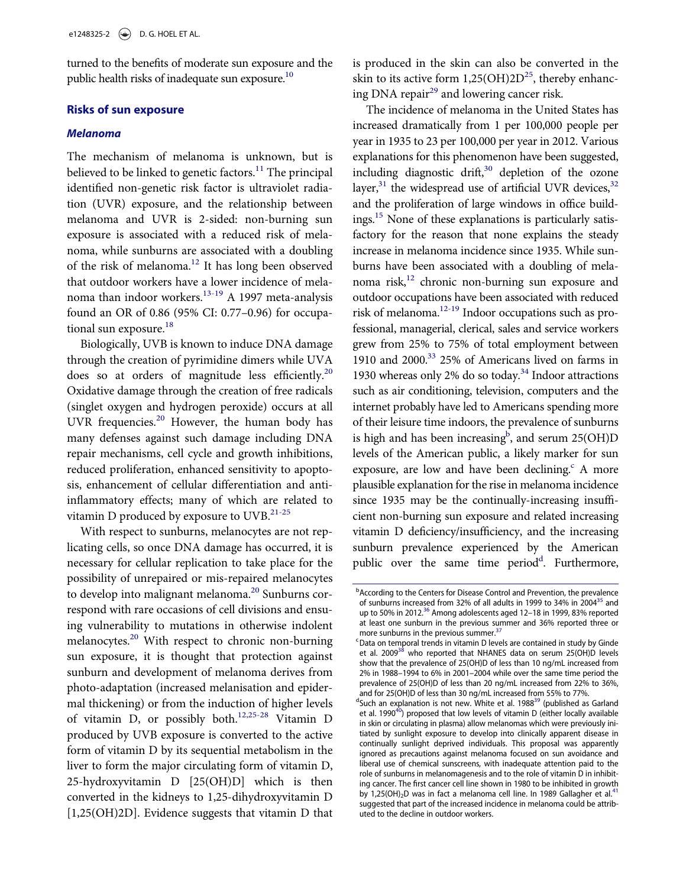turned to the benefits of moderate sun exposure and the public health risks of inadequate sun exposure.[10]

## Risks of sun exposure

### *Melanoma*

The mechanism of melanoma is unknown, but is believed to be linked to genetic factors.[11] The principal identified non-genetic risk factor is ultraviolet radiation (UVR) exposure, and the relationship between melanoma and UVR is 2-sided: non-burning sun exposure is associated with a reduced risk of melanoma, while sunburns are associated with a doubling of the risk of melanoma.[12] It has long been observed that outdoor workers have a lower incidence of melanoma than indoor workers.[13-19] A 1997 meta-analysis found an OR of 0.86 (95% CI: 0.77–0.96) for occupational sun exposure.[18]

Biologically, UVB is known to induce DNA damage through the creation of pyrimidine dimers while UVA does so at orders of magnitude less efficiently.[20] Oxidative damage through the creation of free radicals (singlet oxygen and hydrogen peroxide) occurs at all UVR frequencies.[20] However, the human body has many defenses against such damage including DNA repair mechanisms, cell cycle and growth inhibitions, reduced proliferation, enhanced sensitivity to apoptosis, enhancement of cellular differentiation and anti-inflammatory effects; many of which are related to vitamin D produced by exposure to UVB.[21-25]

With respect to sunburns, melanocytes are not replicating cells, so once DNA damage has occurred, it is necessary for cellular replication to take place for the possibility of unrepaired or mis-repaired melanocytes to develop into malignant melanoma.[20] Sunburns correspond with rare occasions of cell divisions and ensuing vulnerability to mutations in otherwise indolent melanocytes.[20] With respect to chronic non-burning sun exposure, it is thought that protection against sunburn and development of melanoma derives from photo-adaptation (increased melanisation and epidermal thickening) or from the induction of higher levels of vitamin D, or possibly both.[12,25-28] Vitamin D produced by UVB exposure is converted to the active form of vitamin D by its sequential metabolism in the liver to form the major circulating form of vitamin D, 25-hydroxyvitamin D [25(OH)D] which is then converted in the kidneys to 1,25-dihydroxyvitamin D [1,25(OH)2D]. Evidence suggests that vitamin D that is produced in the skin can also be converted in the skin to its active form 1,25(OH)2D[25], thereby enhancing DNA repair[29] and lowering cancer risk.

The incidence of melanoma in the United States has increased dramatically from 1 per 100,000 people per year in 1935 to 23 per 100,000 per year in 2012. Various explanations for this phenomenon have been suggested, including diagnostic drift,[30] depletion of the ozone layer,[31] the widespread use of artificial UVR devices,[32] and the proliferation of large windows in office buildings.[15] None of these explanations is particularly satisfactory for the reason that none explains the steady increase in melanoma incidence since 1935. While sunburns have been associated with a doubling of melanoma risk,[12] chronic non-burning sun exposure and outdoor occupations have been associated with reduced risk of melanoma.[12-19] Indoor occupations such as professional, managerial, clerical, sales and service workers grew from 25% to 75% of total employment between 1910 and 2000.[33] 25% of Americans lived on farms in 1930 whereas only 2% do so today.[34] Indoor attractions such as air conditioning, television, computers and the internet probably have led to Americans spending more of their leisure time indoors, the prevalence of sunburns is high and has been increasing[b], and serum 25(OH)D levels of the American public, a likely marker for sun exposure, are low and have been declining.[c] A more plausible explanation for the rise in melanoma incidence since 1935 may be the continually-increasing insufficient non-burning sun exposure and related increasing vitamin D deficiency/insufficiency, and the increasing sunburn prevalence experienced by the American public over the same time period[d]. Furthermore,

---

[b] According to the Centers for Disease Control and Prevention, the prevalence of sunburns increased from 32% of all adults in 1999 to 34% in 2004[35] and up to 50% in 2012.[36] Among adolescents aged 12–18 in 1999, 83% reported at least one sunburn in the previous summer and 36% reported three or more sunburns in the previous summer.[37]

[c] Data on temporal trends in vitamin D levels are contained in study by Ginde et al. 2009[38] who reported that NHANES data on serum 25(OH)D levels show that the prevalence of 25(OH)D of less than 10 ng/mL increased from 2% in 1988–1994 to 6% in 2001–2004 while over the same time period the prevalence of 25(OH)D of less than 20 ng/mL increased from 22% to 36%, and for 25(OH)D of less than 30 ng/mL increased from 55% to 77%.

[d] Such an explanation is not new. White et al. 1988[39] (published as Garland et al. 1990[40]) proposed that low levels of vitamin D (either locally available in skin or circulating in plasma) allow melanomas which were previously initiated by sunlight exposure to develop into clinically apparent disease in continually sunlight deprived individuals. This proposal was apparently ignored as precautions against melanoma focused on sun avoidance and liberal use of chemical sunscreens, with inadequate attention paid to the role of sunburns in melanomagenesis and to the role of vitamin D in inhibiting cancer. The first cancer cell line shown in 1980 to be inhibited in growth by $1,25(OH)_2D$ was in fact a melanoma cell line. In 1989 Gallagher et al.[41] suggested that part of the increased incidence in melanoma could be attributed to the decline in outdoor workers.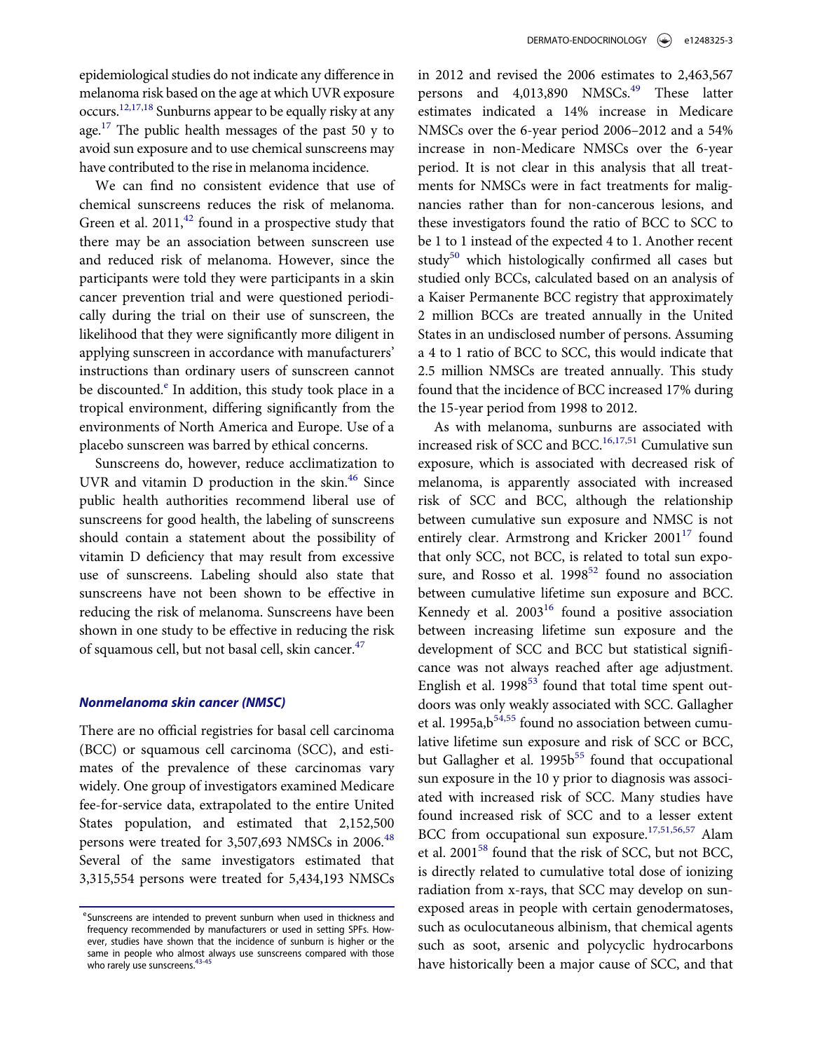epidemiological studies do not indicate any difference in melanoma risk based on the age at which UVR exposure occurs.[12,17,18] Sunburns appear to be equally risky at any age.[17] The public health messages of the past 50 y to avoid sun exposure and to use chemical sunscreens may have contributed to the rise in melanoma incidence.

We can find no consistent evidence that use of chemical sunscreens reduces the risk of melanoma. Green et al. 2011,[42] found in a prospective study that there may be an association between sunscreen use and reduced risk of melanoma. However, since the participants were told they were participants in a skin cancer prevention trial and were questioned periodically during the trial on their use of sunscreen, the likelihood that they were significantly more diligent in applying sunscreen in accordance with manufacturers' instructions than ordinary users of sunscreen cannot be discounted.[e] In addition, this study took place in a tropical environment, differing significantly from the environments of North America and Europe. Use of a placebo sunscreen was barred by ethical concerns.

Sunscreens do, however, reduce acclimatization to UVR and vitamin D production in the skin.[46] Since public health authorities recommend liberal use of sunscreens for good health, the labeling of sunscreens should contain a statement about the possibility of vitamin D deficiency that may result from excessive use of sunscreens. Labeling should also state that sunscreens have not been shown to be effective in reducing the risk of melanoma. Sunscreens have been shown in one study to be effective in reducing the risk of squamous cell, but not basal cell, skin cancer.[47]

### *Nonmelanoma skin cancer (NMSC)*

There are no official registries for basal cell carcinoma (BCC) or squamous cell carcinoma (SCC), and estimates of the prevalence of these carcinomas vary widely. One group of investigators examined Medicare fee-for-service data, extrapolated to the entire United States population, and estimated that 2,152,500 persons were treated for 3,507,693 NMSCs in 2006.[48] Several of the same investigators estimated that 3,315,554 persons were treated for 5,434,193 NMSCs in 2012 and revised the 2006 estimates to 2,463,567 persons and 4,013,890 NMSCs.[49] These latter estimates indicated a 14% increase in Medicare NMSCs over the 6-year period 2006–2012 and a 54% increase in non-Medicare NMSCs over the 6-year period. It is not clear in this analysis that all treatments for NMSCs were in fact treatments for malignancies rather than for non-cancerous lesions, and these investigators found the ratio of BCC to SCC to be 1 to 1 instead of the expected 4 to 1. Another recent study[50] which histologically confirmed all cases but studied only BCCs, calculated based on an analysis of a Kaiser Permanente BCC registry that approximately 2 million BCCs are treated annually in the United States in an undisclosed number of persons. Assuming a 4 to 1 ratio of BCC to SCC, this would indicate that 2.5 million NMSCs are treated annually. This study found that the incidence of BCC increased 17% during the 15-year period from 1998 to 2012.

As with melanoma, sunburns are associated with increased risk of SCC and BCC.[16,17,51] Cumulative sun exposure, which is associated with decreased risk of melanoma, is apparently associated with increased risk of SCC and BCC, although the relationship between cumulative sun exposure and NMSC is not entirely clear. Armstrong and Kricker 2001[17] found that only SCC, not BCC, is related to total sun exposure, and Rosso et al. 1998[52] found no association between cumulative lifetime sun exposure and BCC. Kennedy et al. 2003[16] found a positive association between increasing lifetime sun exposure and the development of SCC and BCC but statistical significance was not always reached after age adjustment. English et al. 1998[53] found that total time spent outdoors was only weakly associated with SCC. Gallagher et al. 1995a,b[54,55] found no association between cumulative lifetime sun exposure and risk of SCC or BCC, but Gallagher et al. 1995b[55] found that occupational sun exposure in the 10 y prior to diagnosis was associated with increased risk of SCC. Many studies have found increased risk of SCC and to a lesser extent BCC from occupational sun exposure.[17,51,56,57] Alam et al. 2001[58] found that the risk of SCC, but not BCC, is directly related to cumulative total dose of ionizing radiation from x-rays, that SCC may develop on sun-exposed areas in people with certain genodermatoses, such as oculocutaneous albinism, that chemical agents such as soot, arsenic and polycyclic hydrocarbons have historically been a major cause of SCC, and that

[e] Sunscreens are intended to prevent sunburn when used in thickness and frequency recommended by manufacturers or used in setting SPFs. However, studies have shown that the incidence of sunburn is higher or the same in people who almost always use sunscreens compared with those who rarely use sunscreens.[43-45]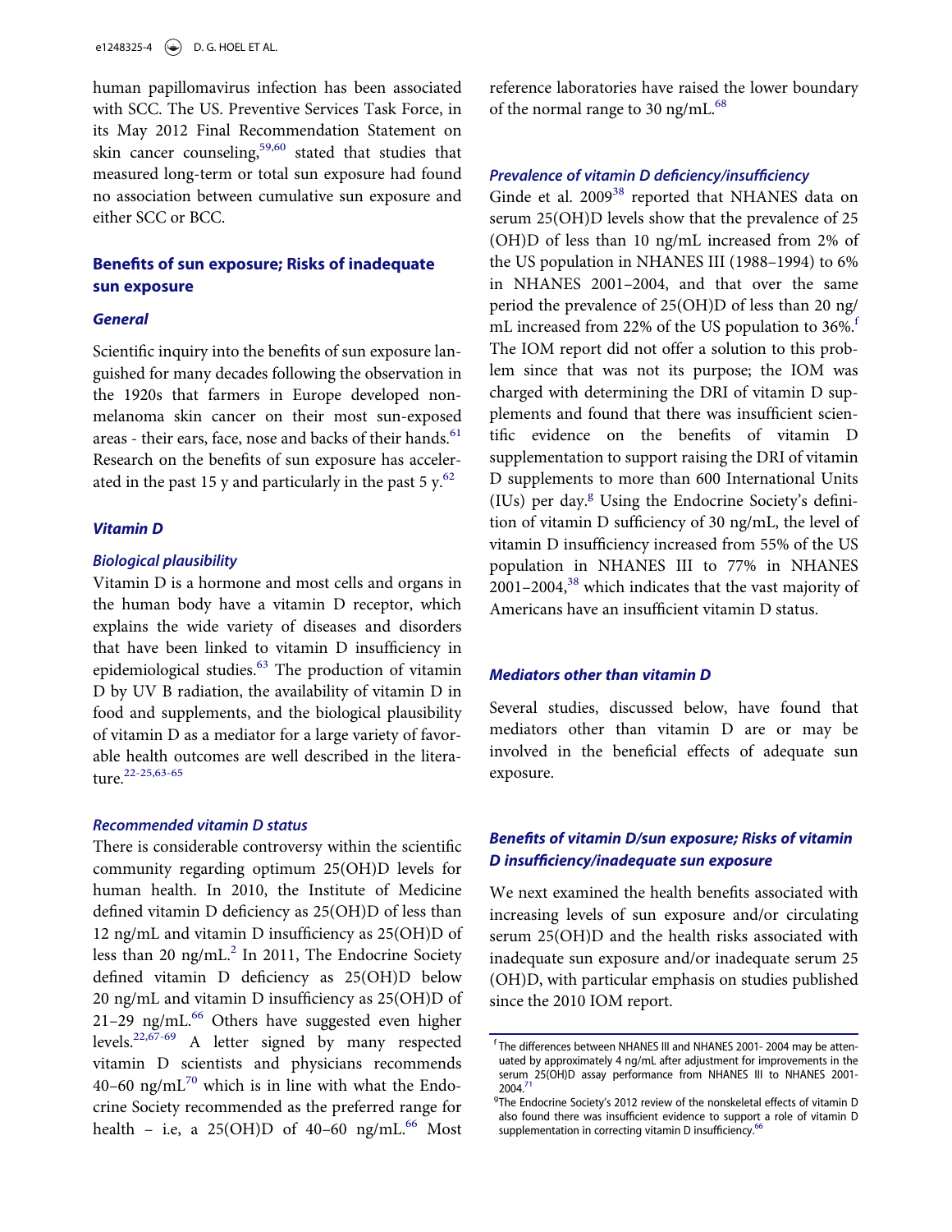human papillomavirus infection has been associated with SCC. The US. Preventive Services Task Force, in its May 2012 Final Recommendation Statement on skin cancer counseling,[59,60] stated that studies that measured long-term or total sun exposure had found no association between cumulative sun exposure and either SCC or BCC.

## Benefits of sun exposure; Risks of inadequate sun exposure

### General

Scientific inquiry into the benefits of sun exposure languished for many decades following the observation in the 1920s that farmers in Europe developed non-melanoma skin cancer on their most sun-exposed areas - their ears, face, nose and backs of their hands.[61] Research on the benefits of sun exposure has accelerated in the past 15 y and particularly in the past 5 y.[62]

### Vitamin D

#### Biological plausibility

Vitamin D is a hormone and most cells and organs in the human body have a vitamin D receptor, which explains the wide variety of diseases and disorders that have been linked to vitamin D insufficiency in epidemiological studies.[63] The production of vitamin D by UV B radiation, the availability of vitamin D in food and supplements, and the biological plausibility of vitamin D as a mediator for a large variety of favorable health outcomes are well described in the literature.[22-25,63-65]

#### Recommended vitamin D status

There is considerable controversy within the scientific community regarding optimum 25(OH)D levels for human health. In 2010, the Institute of Medicine defined vitamin D deficiency as 25(OH)D of less than 12 ng/mL and vitamin D insufficiency as 25(OH)D of less than 20 ng/mL.[2] In 2011, The Endocrine Society defined vitamin D deficiency as 25(OH)D below 20 ng/mL and vitamin D insufficiency as 25(OH)D of 21–29 ng/mL.[66] Others have suggested even higher levels.[22,67-69] A letter signed by many respected vitamin D scientists and physicians recommends 40–60 ng/mL[70] which is in line with what the Endocrine Society recommended as the preferred range for health – i.e, a 25(OH)D of 40–60 ng/mL.[66] Most reference laboratories have raised the lower boundary of the normal range to 30 ng/mL.[68]

#### Prevalence of vitamin D deficiency/insufficiency

Ginde et al. 2009[38] reported that NHANES data on serum 25(OH)D levels show that the prevalence of 25 (OH)D of less than 10 ng/mL increased from 2% of the US population in NHANES III (1988–1994) to 6% in NHANES 2001–2004, and that over the same period the prevalence of 25(OH)D of less than 20 ng/mL increased from 22% of the US population to 36%.[f] The IOM report did not offer a solution to this problem since that was not its purpose; the IOM was charged with determining the DRI of vitamin D supplements and found that there was insufficient scientific evidence on the benefits of vitamin D supplementation to support raising the DRI of vitamin D supplements to more than 600 International Units (IUs) per day.[g] Using the Endocrine Society's definition of vitamin D sufficiency of 30 ng/mL, the level of vitamin D insufficiency increased from 55% of the US population in NHANES III to 77% in NHANES 2001–2004,[38] which indicates that the vast majority of Americans have an insufficient vitamin D status.

### Mediators other than vitamin D

Several studies, discussed below, have found that mediators other than vitamin D are or may be involved in the beneficial effects of adequate sun exposure.

### Benefits of vitamin D/sun exposure; Risks of vitamin D insufficiency/inadequate sun exposure

We next examined the health benefits associated with increasing levels of sun exposure and/or circulating serum 25(OH)D and the health risks associated with inadequate sun exposure and/or inadequate serum 25 (OH)D, with particular emphasis on studies published since the 2010 IOM report.

---

[f] The differences between NHANES III and NHANES 2001- 2004 may be attenuated by approximately 4 ng/mL after adjustment for improvements in the serum 25(OH)D assay performance from NHANES III to NHANES 2001-2004.[71]

[g] The Endocrine Society's 2012 review of the nonskeletal effects of vitamin D also found there was insufficient evidence to support a role of vitamin D supplementation in correcting vitamin D insufficiency.[66]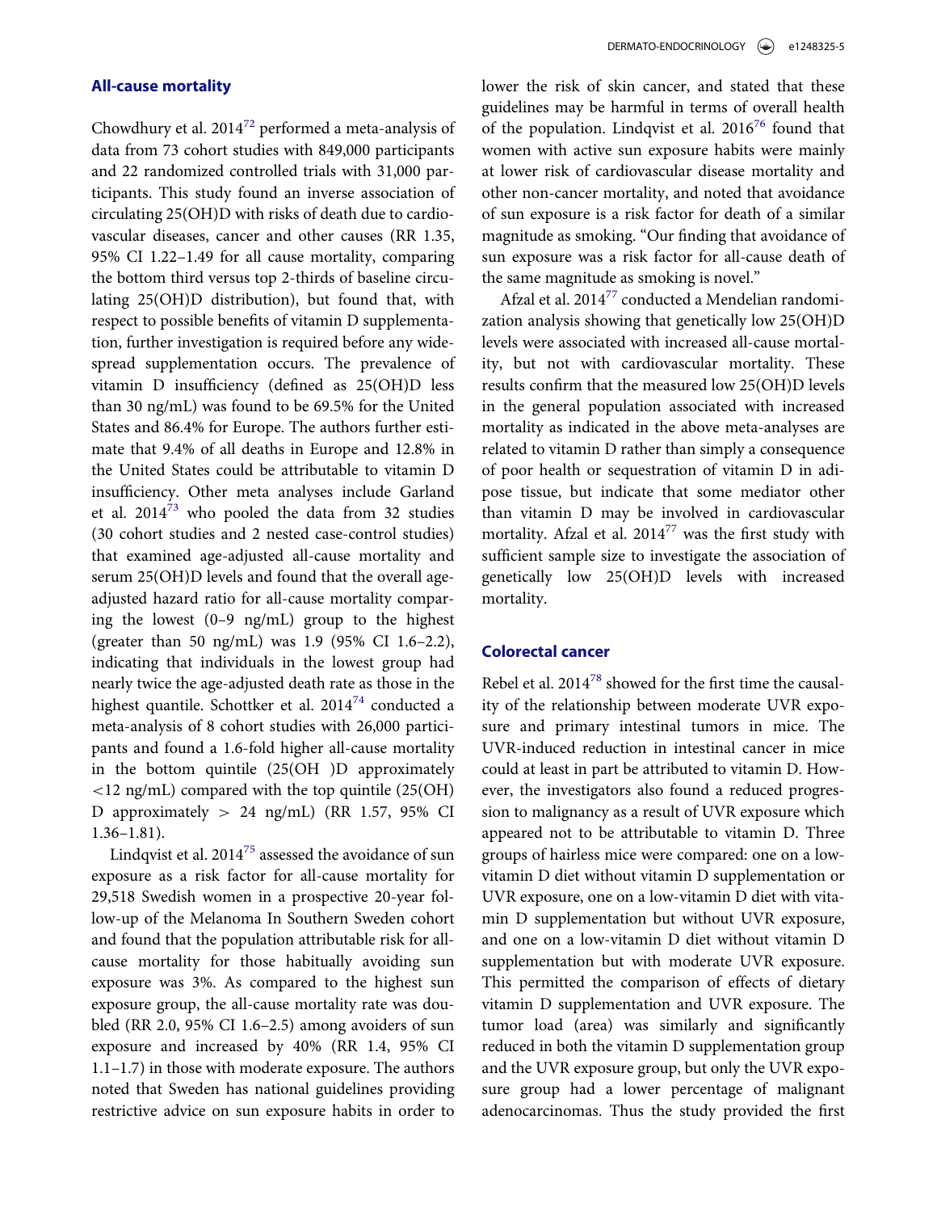## All-cause mortality

Chowdhury et al. 2014[72] performed a meta-analysis of data from 73 cohort studies with 849,000 participants and 22 randomized controlled trials with 31,000 participants. This study found an inverse association of circulating 25(OH)D with risks of death due to cardiovascular diseases, cancer and other causes (RR 1.35, 95% CI 1.22–1.49 for all cause mortality, comparing the bottom third versus top 2-thirds of baseline circulating 25(OH)D distribution), but found that, with respect to possible benefits of vitamin D supplementation, further investigation is required before any widespread supplementation occurs. The prevalence of vitamin D insufficiency (defined as 25(OH)D less than 30 ng/mL) was found to be 69.5% for the United States and 86.4% for Europe. The authors further estimate that 9.4% of all deaths in Europe and 12.8% in the United States could be attributable to vitamin D insufficiency. Other meta analyses include Garland et al. 2014[73] who pooled the data from 32 studies (30 cohort studies and 2 nested case-control studies) that examined age-adjusted all-cause mortality and serum 25(OH)D levels and found that the overall age-adjusted hazard ratio for all-cause mortality comparing the lowest (0–9 ng/mL) group to the highest (greater than 50 ng/mL) was 1.9 (95% CI 1.6–2.2), indicating that individuals in the lowest group had nearly twice the age-adjusted death rate as those in the highest quantile. Schottker et al. 2014[74] conducted a meta-analysis of 8 cohort studies with 26,000 participants and found a 1.6-fold higher all-cause mortality in the bottom quintile (25(OH )D approximately <12 ng/mL) compared with the top quintile (25(OH) D approximately > 24 ng/mL) (RR 1.57, 95% CI 1.36–1.81).

Lindqvist et al. 2014[75] assessed the avoidance of sun exposure as a risk factor for all-cause mortality for 29,518 Swedish women in a prospective 20-year follow-up of the Melanoma In Southern Sweden cohort and found that the population attributable risk for all-cause mortality for those habitually avoiding sun exposure was 3%. As compared to the highest sun exposure group, the all-cause mortality rate was doubled (RR 2.0, 95% CI 1.6–2.5) among avoiders of sun exposure and increased by 40% (RR 1.4, 95% CI 1.1–1.7) in those with moderate exposure. The authors noted that Sweden has national guidelines providing restrictive advice on sun exposure habits in order to lower the risk of skin cancer, and stated that these guidelines may be harmful in terms of overall health of the population. Lindqvist et al. 2016[76] found that women with active sun exposure habits were mainly at lower risk of cardiovascular disease mortality and other non-cancer mortality, and noted that avoidance of sun exposure is a risk factor for death of a similar magnitude as smoking. "Our finding that avoidance of sun exposure was a risk factor for all-cause death of the same magnitude as smoking is novel."

Afzal et al. 2014[77] conducted a Mendelian randomization analysis showing that genetically low 25(OH)D levels were associated with increased all-cause mortality, but not with cardiovascular mortality. These results confirm that the measured low 25(OH)D levels in the general population associated with increased mortality as indicated in the above meta-analyses are related to vitamin D rather than simply a consequence of poor health or sequestration of vitamin D in adipose tissue, but indicate that some mediator other than vitamin D may be involved in cardiovascular mortality. Afzal et al. 2014[77] was the first study with sufficient sample size to investigate the association of genetically low 25(OH)D levels with increased mortality.

## Colorectal cancer

Rebel et al. 2014[78] showed for the first time the causality of the relationship between moderate UVR exposure and primary intestinal tumors in mice. The UVR-induced reduction in intestinal cancer in mice could at least in part be attributed to vitamin D. However, the investigators also found a reduced progression to malignancy as a result of UVR exposure which appeared not to be attributable to vitamin D. Three groups of hairless mice were compared: one on a low-vitamin D diet without vitamin D supplementation or UVR exposure, one on a low-vitamin D diet with vitamin D supplementation but without UVR exposure, and one on a low-vitamin D diet without vitamin D supplementation but with moderate UVR exposure. This permitted the comparison of effects of dietary vitamin D supplementation and UVR exposure. The tumor load (area) was similarly and significantly reduced in both the vitamin D supplementation group and the UVR exposure group, but only the UVR exposure group had a lower percentage of malignant adenocarcinomas. Thus the study provided the first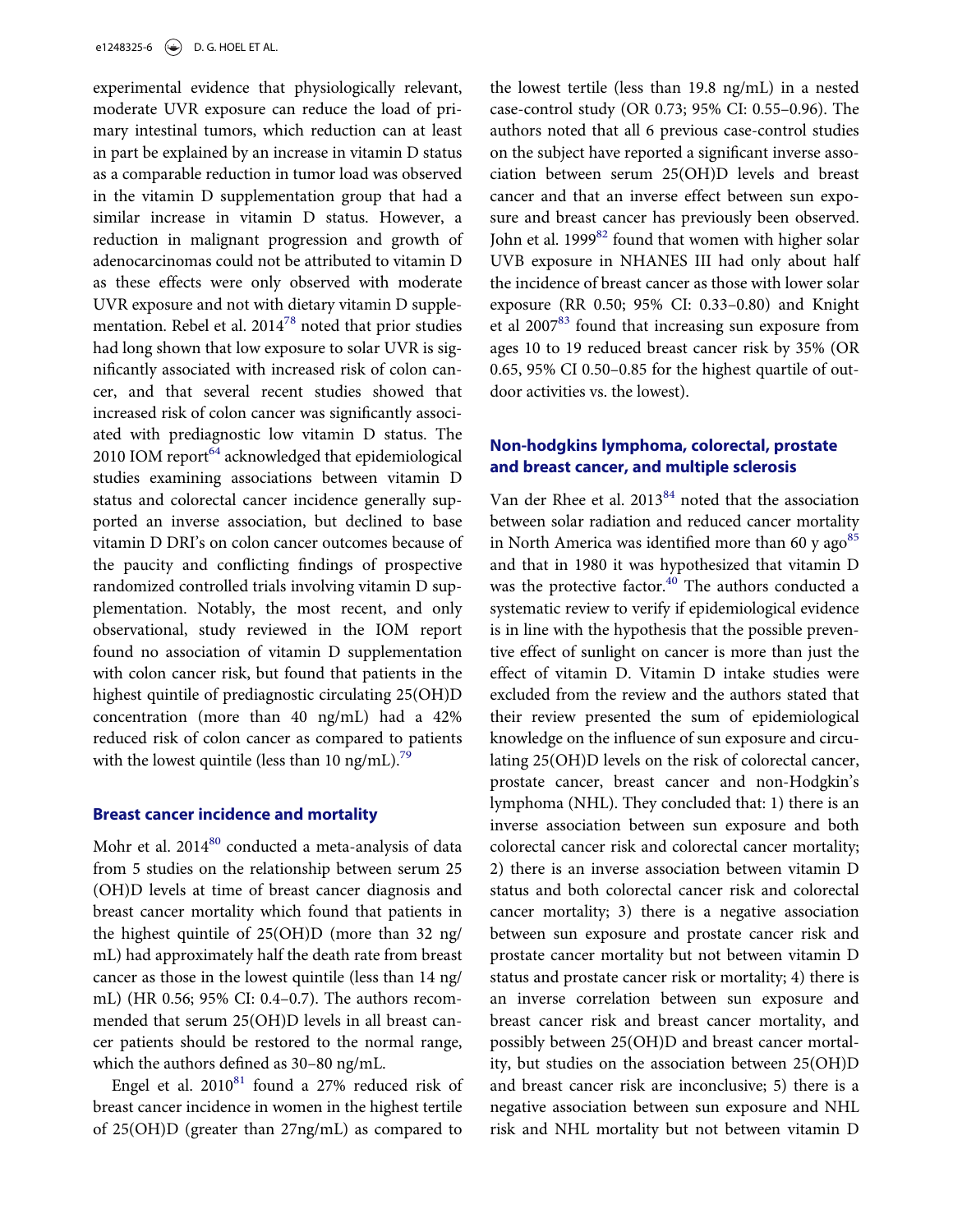experimental evidence that physiologically relevant, moderate UVR exposure can reduce the load of primary intestinal tumors, which reduction can at least in part be explained by an increase in vitamin D status as a comparable reduction in tumor load was observed in the vitamin D supplementation group that had a similar increase in vitamin D status. However, a reduction in malignant progression and growth of adenocarcinomas could not be attributed to vitamin D as these effects were only observed with moderate UVR exposure and not with dietary vitamin D supplementation. Rebel et al. 2014[78] noted that prior studies had long shown that low exposure to solar UVR is significantly associated with increased risk of colon cancer, and that several recent studies showed that increased risk of colon cancer was significantly associated with prediagnostic low vitamin D status. The 2010 IOM report[64] acknowledged that epidemiological studies examining associations between vitamin D status and colorectal cancer incidence generally supported an inverse association, but declined to base vitamin D DRI's on colon cancer outcomes because of the paucity and conflicting findings of prospective randomized controlled trials involving vitamin D supplementation. Notably, the most recent, and only observational, study reviewed in the IOM report found no association of vitamin D supplementation with colon cancer risk, but found that patients in the highest quintile of prediagnostic circulating 25(OH)D concentration (more than 40 ng/mL) had a 42% reduced risk of colon cancer as compared to patients with the lowest quintile (less than 10 ng/mL).[79]

### Breast cancer incidence and mortality

Mohr et al. 2014[80] conducted a meta-analysis of data from 5 studies on the relationship between serum 25 (OH)D levels at time of breast cancer diagnosis and breast cancer mortality which found that patients in the highest quintile of 25(OH)D (more than 32 ng/mL) had approximately half the death rate from breast cancer as those in the lowest quintile (less than 14 ng/mL) (HR 0.56; 95% CI: 0.4–0.7). The authors recommended that serum 25(OH)D levels in all breast cancer patients should be restored to the normal range, which the authors defined as 30–80 ng/mL.

Engel et al. 2010[81] found a 27% reduced risk of breast cancer incidence in women in the highest tertile of 25(OH)D (greater than 27ng/mL) as compared to the lowest tertile (less than 19.8 ng/mL) in a nested case-control study (OR 0.73; 95% CI: 0.55–0.96). The authors noted that all 6 previous case-control studies on the subject have reported a significant inverse association between serum 25(OH)D levels and breast cancer and that an inverse effect between sun exposure and breast cancer has previously been observed. John et al. 1999[82] found that women with higher solar UVB exposure in NHANES III had only about half the incidence of breast cancer as those with lower solar exposure (RR 0.50; 95% CI: 0.33–0.80) and Knight et al 2007[83] found that increasing sun exposure from ages 10 to 19 reduced breast cancer risk by 35% (OR 0.65, 95% CI 0.50–0.85 for the highest quartile of outdoor activities vs. the lowest).

### Non-hodgkins lymphoma, colorectal, prostate and breast cancer, and multiple sclerosis

Van der Rhee et al. 2013[84] noted that the association between solar radiation and reduced cancer mortality in North America was identified more than 60 y ago[85] and that in 1980 it was hypothesized that vitamin D was the protective factor.[40] The authors conducted a systematic review to verify if epidemiological evidence is in line with the hypothesis that the possible preventive effect of sunlight on cancer is more than just the effect of vitamin D. Vitamin D intake studies were excluded from the review and the authors stated that their review presented the sum of epidemiological knowledge on the influence of sun exposure and circulating 25(OH)D levels on the risk of colorectal cancer, prostate cancer, breast cancer and non-Hodgkin's lymphoma (NHL). They concluded that: 1) there is an inverse association between sun exposure and both colorectal cancer risk and colorectal cancer mortality; 2) there is an inverse association between vitamin D status and both colorectal cancer risk and colorectal cancer mortality; 3) there is a negative association between sun exposure and prostate cancer risk and prostate cancer mortality but not between vitamin D status and prostate cancer risk or mortality; 4) there is an inverse correlation between sun exposure and breast cancer risk and breast cancer mortality, and possibly between 25(OH)D and breast cancer mortality, but studies on the association between 25(OH)D and breast cancer risk are inconclusive; 5) there is a negative association between sun exposure and NHL risk and NHL mortality but not between vitamin D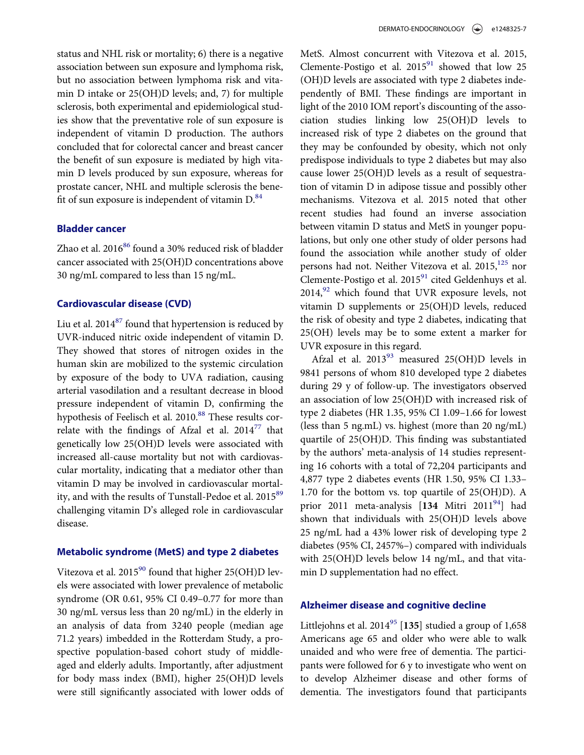status and NHL risk or mortality; 6) there is a negative association between sun exposure and lymphoma risk, but no association between lymphoma risk and vitamin D intake or 25(OH)D levels; and, 7) for multiple sclerosis, both experimental and epidemiological studies show that the preventative role of sun exposure is independent of vitamin D production. The authors concluded that for colorectal cancer and breast cancer the benefit of sun exposure is mediated by high vitamin D levels produced by sun exposure, whereas for prostate cancer, NHL and multiple sclerosis the benefit of sun exposure is independent of vitamin D.[84]

### Bladder cancer

Zhao et al. 2016[86] found a 30% reduced risk of bladder cancer associated with 25(OH)D concentrations above 30 ng/mL compared to less than 15 ng/mL.

### Cardiovascular disease (CVD)

Liu et al. 2014[87] found that hypertension is reduced by UVR-induced nitric oxide independent of vitamin D. They showed that stores of nitrogen oxides in the human skin are mobilized to the systemic circulation by exposure of the body to UVA radiation, causing arterial vasodilation and a resultant decrease in blood pressure independent of vitamin D, confirming the hypothesis of Feelisch et al. 2010.[88] These results correlate with the findings of Afzal et al. 2014[77] that genetically low 25(OH)D levels were associated with increased all-cause mortality but not with cardiovascular mortality, indicating that a mediator other than vitamin D may be involved in cardiovascular mortality, and with the results of Tunstall-Pedoe et al. 2015[89] challenging vitamin D's alleged role in cardiovascular disease.

### Metabolic syndrome (MetS) and type 2 diabetes

Vitezova et al. 2015[90] found that higher 25(OH)D levels were associated with lower prevalence of metabolic syndrome (OR 0.61, 95% CI 0.49–0.77 for more than 30 ng/mL versus less than 20 ng/mL) in the elderly in an analysis of data from 3240 people (median age 71.2 years) imbedded in the Rotterdam Study, a prospective population-based cohort study of middle-aged and elderly adults. Importantly, after adjustment for body mass index (BMI), higher 25(OH)D levels were still significantly associated with lower odds of MetS. Almost concurrent with Vitezova et al. 2015, Clemente-Postigo et al. 2015[91] showed that low 25(OH)D levels are associated with type 2 diabetes independently of BMI. These findings are important in light of the 2010 IOM report's discounting of the association studies linking low 25(OH)D levels to increased risk of type 2 diabetes on the ground that they may be confounded by obesity, which not only predispose individuals to type 2 diabetes but may also cause lower 25(OH)D levels as a result of sequestration of vitamin D in adipose tissue and possibly other mechanisms. Vitezova et al. 2015 noted that other recent studies had found an inverse association between vitamin D status and MetS in younger populations, but only one other study of older persons had found the association while another study of older persons had not. Neither Vitezova et al. 2015,[125] nor Clemente-Postigo et al. 2015[91] cited Geldenhuys et al. 2014,[92] which found that UVR exposure levels, not vitamin D supplements or 25(OH)D levels, reduced the risk of obesity and type 2 diabetes, indicating that 25(OH) levels may be to some extent a marker for UVR exposure in this regard.

Afzal et al. 2013[93] measured 25(OH)D levels in 9841 persons of whom 810 developed type 2 diabetes during 29 y of follow-up. The investigators observed an association of low 25(OH)D with increased risk of type 2 diabetes (HR 1.35, 95% CI 1.09–1.66 for lowest (less than 5 ng.mL) vs. highest (more than 20 ng/mL) quartile of 25(OH)D. This finding was substantiated by the authors' meta-analysis of 14 studies representing 16 cohorts with a total of 72,204 participants and 4,877 type 2 diabetes events (HR 1.50, 95% CI 1.33–1.70 for the bottom vs. top quartile of 25(OH)D). A prior 2011 meta-analysis [**134** Mitri 2011[94]] had shown that individuals with 25(OH)D levels above 25 ng/mL had a 43% lower risk of developing type 2 diabetes (95% CI, 2457%–) compared with individuals with 25(OH)D levels below 14 ng/mL, and that vitamin D supplementation had no effect.

### Alzheimer disease and cognitive decline

Littlejohns et al. 2014[95] [**135**] studied a group of 1,658 Americans age 65 and older who were able to walk unaided and who were free of dementia. The participants were followed for 6 y to investigate who went on to develop Alzheimer disease and other forms of dementia. The investigators found that participants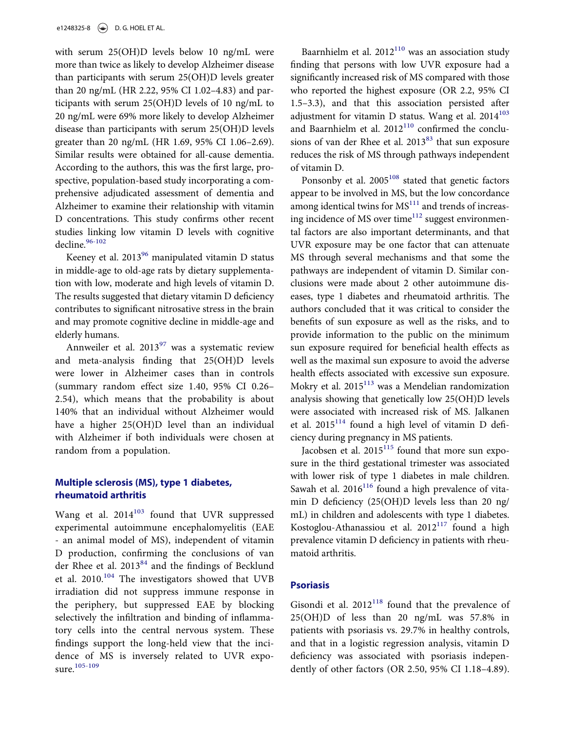with serum 25(OH)D levels below 10 ng/mL were more than twice as likely to develop Alzheimer disease than participants with serum 25(OH)D levels greater than 20 ng/mL (HR 2.22, 95% CI 1.02–4.83) and participants with serum 25(OH)D levels of 10 ng/mL to 20 ng/mL were 69% more likely to develop Alzheimer disease than participants with serum 25(OH)D levels greater than 20 ng/mL (HR 1.69, 95% CI 1.06–2.69). Similar results were obtained for all-cause dementia. According to the authors, this was the first large, prospective, population-based study incorporating a comprehensive adjudicated assessment of dementia and Alzheimer to examine their relationship with vitamin D concentrations. This study confirms other recent studies linking low vitamin D levels with cognitive decline.[96-102]

Keeney et al. 2013[96] manipulated vitamin D status in middle-age to old-age rats by dietary supplementation with low, moderate and high levels of vitamin D. The results suggested that dietary vitamin D deficiency contributes to significant nitrosative stress in the brain and may promote cognitive decline in middle-age and elderly humans.

Annweiler et al. 2013[97] was a systematic review and meta-analysis finding that 25(OH)D levels were lower in Alzheimer cases than in controls (summary random effect size 1.40, 95% CI 0.26–2.54), which means that the probability is about 140% that an individual without Alzheimer would have a higher 25(OH)D level than an individual with Alzheimer if both individuals were chosen at random from a population.

## Multiple sclerosis (MS), type 1 diabetes, rheumatoid arthritis

Wang et al. 2014[103] found that UVR suppressed experimental autoimmune encephalomyelitis (EAE - an animal model of MS), independent of vitamin D production, confirming the conclusions of van der Rhee et al. 2013[84] and the findings of Becklund et al. 2010.[104] The investigators showed that UVB irradiation did not suppress immune response in the periphery, but suppressed EAE by blocking selectively the infiltration and binding of inflammatory cells into the central nervous system. These findings support the long-held view that the incidence of MS is inversely related to UVR exposure.[105-109]

Baarnhielm et al. 2012[110] was an association study finding that persons with low UVR exposure had a significantly increased risk of MS compared with those who reported the highest exposure (OR 2.2, 95% CI 1.5–3.3), and that this association persisted after adjustment for vitamin D status. Wang et al. 2014[103] and Baarnhielm et al. 2012[110] confirmed the conclusions of van der Rhee et al. 2013[83] that sun exposure reduces the risk of MS through pathways independent of vitamin D.

Ponsonby et al. 2005[108] stated that genetic factors appear to be involved in MS, but the low concordance among identical twins for MS[111] and trends of increasing incidence of MS over time[112] suggest environmental factors are also important determinants, and that UVR exposure may be one factor that can attenuate MS through several mechanisms and that some the pathways are independent of vitamin D. Similar conclusions were made about 2 other autoimmune diseases, type 1 diabetes and rheumatoid arthritis. The authors concluded that it was critical to consider the benefits of sun exposure as well as the risks, and to provide information to the public on the minimum sun exposure required for beneficial health effects as well as the maximal sun exposure to avoid the adverse health effects associated with excessive sun exposure. Mokry et al. 2015[113] was a Mendelian randomization analysis showing that genetically low 25(OH)D levels were associated with increased risk of MS. Jalkanen et al. 2015[114] found a high level of vitamin D deficiency during pregnancy in MS patients.

Jacobsen et al. 2015[115] found that more sun exposure in the third gestational trimester was associated with lower risk of type 1 diabetes in male children. Sawah et al. 2016[116] found a high prevalence of vitamin D deficiency (25(OH)D levels less than 20 ng/mL) in children and adolescents with type 1 diabetes. Kostoglou-Athanassiou et al. 2012[117] found a high prevalence vitamin D deficiency in patients with rheumatoid arthritis.

## Psoriasis

Gisondi et al. 2012[118] found that the prevalence of 25(OH)D of less than 20 ng/mL was 57.8% in patients with psoriasis vs. 29.7% in healthy controls, and that in a logistic regression analysis, vitamin D deficiency was associated with psoriasis independently of other factors (OR 2.50, 95% CI 1.18–4.89).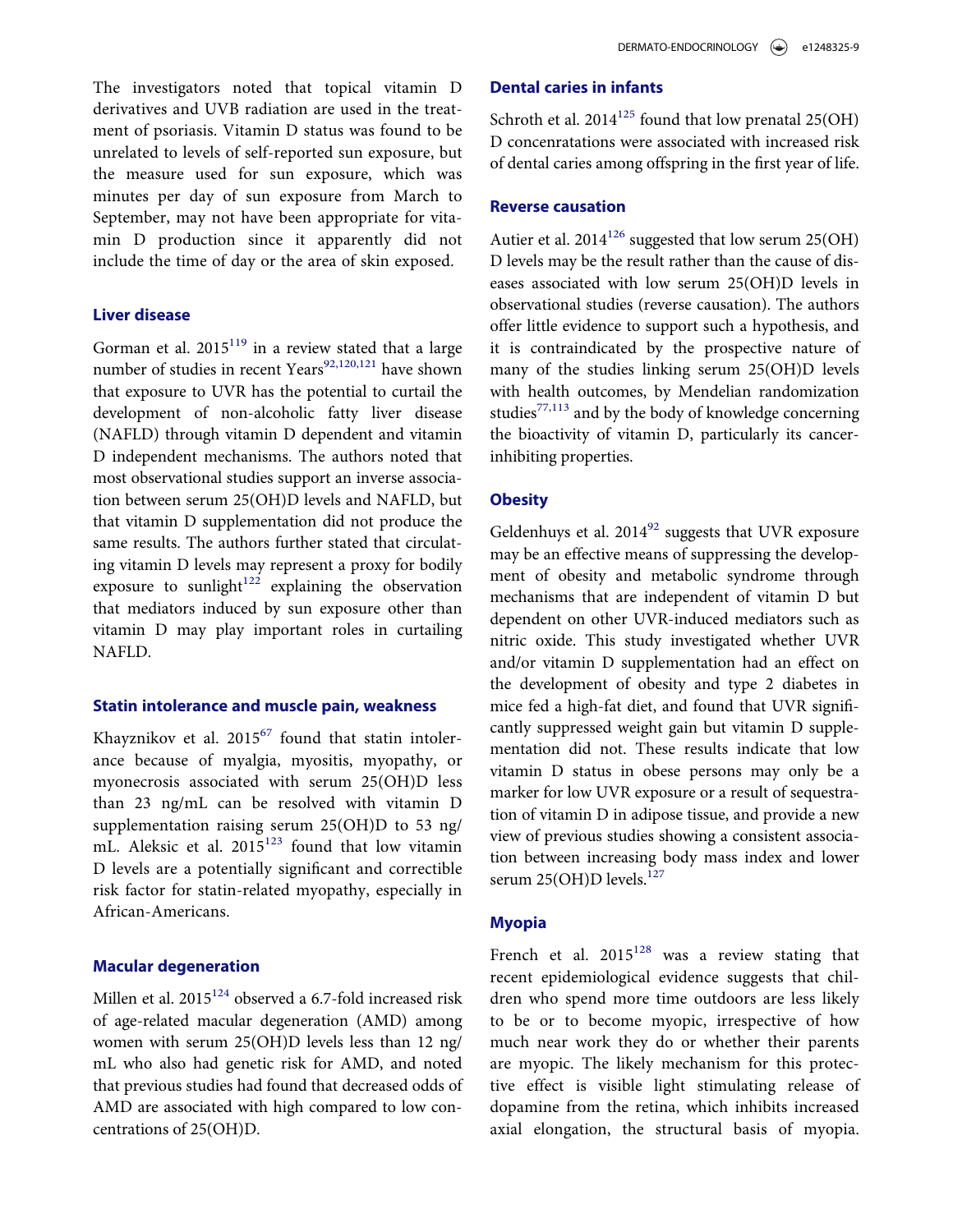The investigators noted that topical vitamin D derivatives and UVB radiation are used in the treatment of psoriasis. Vitamin D status was found to be unrelated to levels of self-reported sun exposure, but the measure used for sun exposure, which was minutes per day of sun exposure from March to September, may not have been appropriate for vitamin D production since it apparently did not include the time of day or the area of skin exposed.

### Liver disease

Gorman et al. 2015[119] in a review stated that a large number of studies in recent Years[92,120,121] have shown that exposure to UVR has the potential to curtail the development of non-alcoholic fatty liver disease (NAFLD) through vitamin D dependent and vitamin D independent mechanisms. The authors noted that most observational studies support an inverse association between serum 25(OH)D levels and NAFLD, but that vitamin D supplementation did not produce the same results. The authors further stated that circulating vitamin D levels may represent a proxy for bodily exposure to sunlight[122] explaining the observation that mediators induced by sun exposure other than vitamin D may play important roles in curtailing NAFLD.

### Statin intolerance and muscle pain, weakness

Khayznikov et al. 2015[67] found that statin intolerance because of myalgia, myositis, myopathy, or myonecrosis associated with serum 25(OH)D less than 23 ng/mL can be resolved with vitamin D supplementation raising serum 25(OH)D to 53 ng/mL. Aleksic et al. 2015[123] found that low vitamin D levels are a potentially significant and correctible risk factor for statin-related myopathy, especially in African-Americans.

### Macular degeneration

Millen et al. 2015[124] observed a 6.7-fold increased risk of age-related macular degeneration (AMD) among women with serum 25(OH)D levels less than 12 ng/mL who also had genetic risk for AMD, and noted that previous studies had found that decreased odds of AMD are associated with high compared to low concentrations of 25(OH)D.

### Dental caries in infants

Schroth et al. 2014[125] found that low prenatal 25(OH)D concenratations were associated with increased risk of dental caries among offspring in the first year of life.

### Reverse causation

Autier et al. 2014[126] suggested that low serum 25(OH)D levels may be the result rather than the cause of diseases associated with low serum 25(OH)D levels in observational studies (reverse causation). The authors offer little evidence to support such a hypothesis, and it is contraindicated by the prospective nature of many of the studies linking serum 25(OH)D levels with health outcomes, by Mendelian randomization studies[77,113] and by the body of knowledge concerning the bioactivity of vitamin D, particularly its cancer-inhibiting properties.

### Obesity

Geldenhuys et al. 2014[92] suggests that UVR exposure may be an effective means of suppressing the development of obesity and metabolic syndrome through mechanisms that are independent of vitamin D but dependent on other UVR-induced mediators such as nitric oxide. This study investigated whether UVR and/or vitamin D supplementation had an effect on the development of obesity and type 2 diabetes in mice fed a high-fat diet, and found that UVR significantly suppressed weight gain but vitamin D supplementation did not. These results indicate that low vitamin D status in obese persons may only be a marker for low UVR exposure or a result of sequestration of vitamin D in adipose tissue, and provide a new view of previous studies showing a consistent association between increasing body mass index and lower serum 25(OH)D levels.[127]

### Myopia

French et al. 2015[128] was a review stating that recent epidemiological evidence suggests that children who spend more time outdoors are less likely to be or to become myopic, irrespective of how much near work they do or whether their parents are myopic. The likely mechanism for this protective effect is visible light stimulating release of dopamine from the retina, which inhibits increased axial elongation, the structural basis of myopia.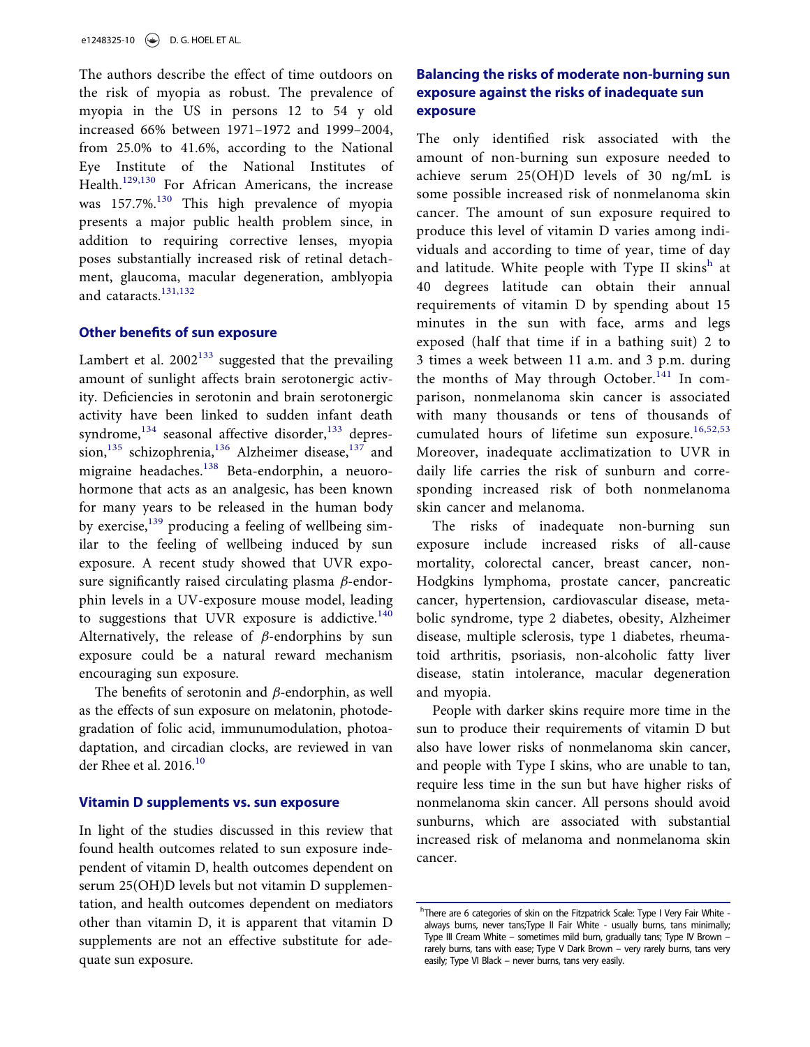The authors describe the effect of time outdoors on the risk of myopia as robust. The prevalence of myopia in the US in persons 12 to 54 y old increased 66% between 1971–1972 and 1999–2004, from 25.0% to 41.6%, according to the National Eye Institute of the National Institutes of Health.[129,130] For African Americans, the increase was 157.7%.[130] This high prevalence of myopia presents a major public health problem since, in addition to requiring corrective lenses, myopia poses substantially increased risk of retinal detachment, glaucoma, macular degeneration, amblyopia and cataracts.[131,132]

## Other benefits of sun exposure

Lambert et al. 2002[133] suggested that the prevailing amount of sunlight affects brain serotonergic activity. Deficiencies in serotonin and brain serotonergic activity have been linked to sudden infant death syndrome,[134] seasonal affective disorder,[133] depression,[135] schizophrenia,[136] Alzheimer disease,[137] and migraine headaches.[138] Beta-endorphin, a neuorohormone that acts as an analgesic, has been known for many years to be released in the human body by exercise,[139] producing a feeling of wellbeing similar to the feeling of wellbeing induced by sun exposure. A recent study showed that UVR exposure significantly raised circulating plasma $\beta$-endorphin levels in a UV-exposure mouse model, leading to suggestions that UVR exposure is addictive.[140] Alternatively, the release of $\beta$-endorphins by sun exposure could be a natural reward mechanism encouraging sun exposure.

The benefits of serotonin and $\beta$-endorphin, as well as the effects of sun exposure on melatonin, photodegradation of folic acid, immunumodulation, photoadaptation, and circadian clocks, are reviewed in van der Rhee et al. 2016.[10]

## Vitamin D supplements vs. sun exposure

In light of the studies discussed in this review that found health outcomes related to sun exposure independent of vitamin D, health outcomes dependent on serum 25(OH)D levels but not vitamin D supplementation, and health outcomes dependent on mediators other than vitamin D, it is apparent that vitamin D supplements are not an effective substitute for adequate sun exposure.

## Balancing the risks of moderate non-burning sun exposure against the risks of inadequate sun exposure

The only identified risk associated with the amount of non-burning sun exposure needed to achieve serum 25(OH)D levels of 30 ng/mL is some possible increased risk of nonmelanoma skin cancer. The amount of sun exposure required to produce this level of vitamin D varies among individuals and according to time of year, time of day and latitude. White people with Type II skins[h] at 40 degrees latitude can obtain their annual requirements of vitamin D by spending about 15 minutes in the sun with face, arms and legs exposed (half that time if in a bathing suit) 2 to 3 times a week between 11 a.m. and 3 p.m. during the months of May through October.[141] In comparison, nonmelanoma skin cancer is associated with many thousands or tens of thousands of cumulated hours of lifetime sun exposure.[16,52,53] Moreover, inadequate acclimatization to UVR in daily life carries the risk of sunburn and corresponding increased risk of both nonmelanoma skin cancer and melanoma.

The risks of inadequate non-burning sun exposure include increased risks of all-cause mortality, colorectal cancer, breast cancer, non-Hodgkins lymphoma, prostate cancer, pancreatic cancer, hypertension, cardiovascular disease, metabolic syndrome, type 2 diabetes, obesity, Alzheimer disease, multiple sclerosis, type 1 diabetes, rheumatoid arthritis, psoriasis, non-alcoholic fatty liver disease, statin intolerance, macular degeneration and myopia.

People with darker skins require more time in the sun to produce their requirements of vitamin D but also have lower risks of nonmelanoma skin cancer, and people with Type I skins, who are unable to tan, require less time in the sun but have higher risks of nonmelanoma skin cancer. All persons should avoid sunburns, which are associated with substantial increased risk of melanoma and nonmelanoma skin cancer.

[h] There are 6 categories of skin on the Fitzpatrick Scale: Type I Very Fair White - always burns, never tans;Type II Fair White - usually burns, tans minimally; Type III Cream White – sometimes mild burn, gradually tans; Type IV Brown – rarely burns, tans with ease; Type V Dark Brown – very rarely burns, tans very easily; Type VI Black – never burns, tans very easily.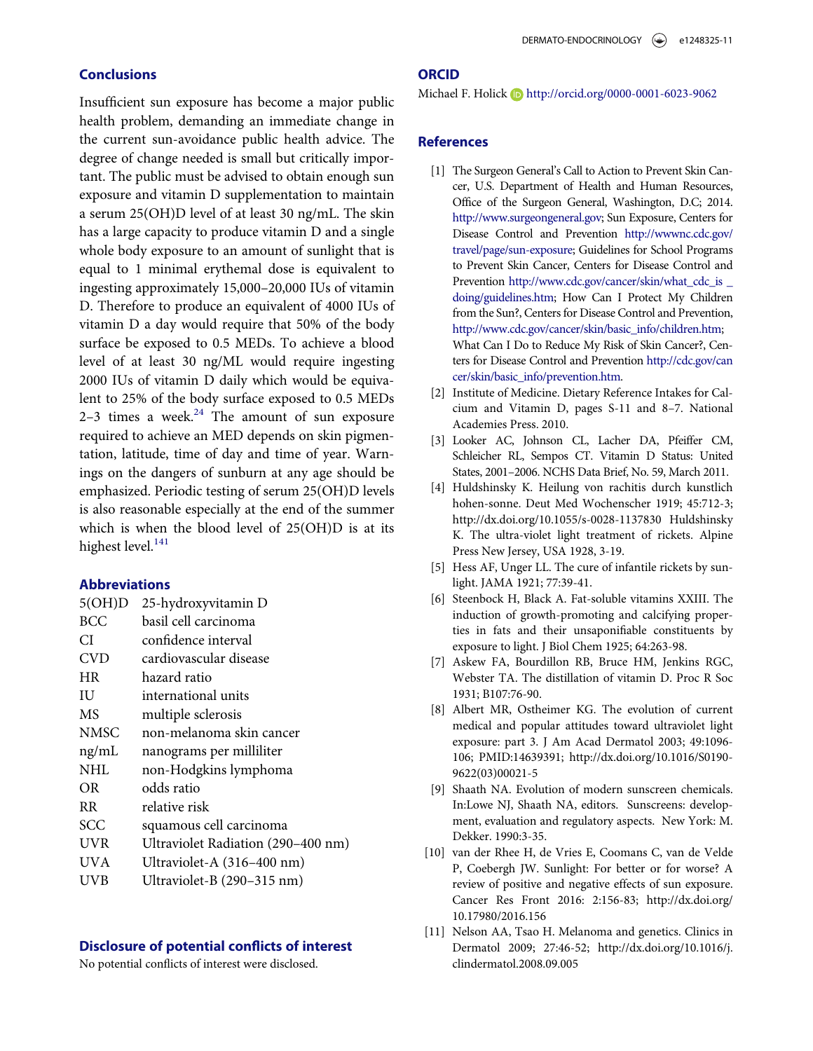## Conclusions

Insufficient sun exposure has become a major public health problem, demanding an immediate change in the current sun-avoidance public health advice. The degree of change needed is small but critically important. The public must be advised to obtain enough sun exposure and vitamin D supplementation to maintain a serum 25(OH)D level of at least 30 ng/mL. The skin has a large capacity to produce vitamin D and a single whole body exposure to an amount of sunlight that is equal to 1 minimal erythemal dose is equivalent to ingesting approximately 15,000–20,000 IUs of vitamin D. Therefore to produce an equivalent of 4000 IUs of vitamin D a day would require that 50% of the body surface be exposed to 0.5 MEDs. To achieve a blood level of at least 30 ng/ML would require ingesting 2000 IUs of vitamin D daily which would be equivalent to 25% of the body surface exposed to 0.5 MEDs 2–3 times a week.[24] The amount of sun exposure required to achieve an MED depends on skin pigmentation, latitude, time of day and time of year. Warnings on the dangers of sunburn at any age should be emphasized. Periodic testing of serum 25(OH)D levels is also reasonable especially at the end of the summer which is when the blood level of 25(OH)D is at its highest level.[141]

## Abbreviations

| | |
|---|---|
| 5(OH)D | 25-hydroxyvitamin D |
| BCC | basil cell carcinoma |
| CI | confidence interval |
| CVD | cardiovascular disease |
| HR | hazard ratio |
| IU | international units |
| MS | multiple sclerosis |
| NMSC | non-melanoma skin cancer |
| ng/mL | nanograms per milliliter |
| NHL | non-Hodgkins lymphoma |
| OR | odds ratio |
| RR | relative risk |
| SCC | squamous cell carcinoma |
| UVR | Ultraviolet Radiation (290–400 nm) |
| UVA | Ultraviolet-A (316–400 nm) |
| UVB | Ultraviolet-B (290–315 nm) |

## Disclosure of potential conflicts of interest

No potential conflicts of interest were disclosed.

## ORCID

Michael F. Holick http://orcid.org/0000-0001-6023-9062

## References

[1] The Surgeon General's Call to Action to Prevent Skin Cancer, U.S. Department of Health and Human Resources, Office of the Surgeon General, Washington, D.C; 2014. http://www.surgeongeneral.gov; Sun Exposure, Centers for Disease Control and Prevention http://wwwnc.cdc.gov/travel/page/sun-exposure; Guidelines for School Programs to Prevent Skin Cancer, Centers for Disease Control and Prevention http://www.cdc.gov/cancer/skin/what_cdc_is _ doing/guidelines.htm; How Can I Protect My Children from the Sun?, Centers for Disease Control and Prevention, http://www.cdc.gov/cancer/skin/basic_info/children.htm; What Can I Do to Reduce My Risk of Skin Cancer?, Centers for Disease Control and Prevention http://cdc.gov/cancer/skin/basic_info/prevention.htm.

[2] Institute of Medicine. Dietary Reference Intakes for Calcium and Vitamin D, pages S-11 and 8–7. National Academies Press. 2010.

[3] Looker AC, Johnson CL, Lacher DA, Pfeiffer CM, Schleicher RL, Sempos CT. Vitamin D Status: United States, 2001–2006. NCHS Data Brief, No. 59, March 2011.

[4] Huldshinsky K. Heilung von rachitis durch kunstlich hohen-sonne. Deut Med Wochenscher 1919; 45:712-3; http://dx.doi.org/10.1055/s-0028-1137830 Huldshinsky K. The ultra-violet light treatment of rickets. Alpine Press New Jersey, USA 1928, 3-19.

[5] Hess AF, Unger LL. The cure of infantile rickets by sunlight. JAMA 1921; 77:39-41.

[6] Steenbock H, Black A. Fat-soluble vitamins XXIII. The induction of growth-promoting and calcifying properties in fats and their unsaponifiable constituents by exposure to light. J Biol Chem 1925; 64:263-98.

[7] Askew FA, Bourdillon RB, Bruce HM, Jenkins RGC, Webster TA. The distillation of vitamin D. Proc R Soc 1931; B107:76-90.

[8] Albert MR, Ostheimer KG. The evolution of current medical and popular attitudes toward ultraviolet light exposure: part 3. J Am Acad Dermatol 2003; 49:1096-106; PMID:14639391; http://dx.doi.org/10.1016/S0190-9622(03)00021-5

[9] Shaath NA. Evolution of modern sunscreen chemicals. In:Lowe NJ, Shaath NA, editors. Sunscreens: development, evaluation and regulatory aspects. New York: M. Dekker. 1990:3-35.

[10] van der Rhee H, de Vries E, Coomans C, van de Velde P, Coebergh JW. Sunlight: For better or for worse? A review of positive and negative effects of sun exposure. Cancer Res Front 2016: 2:156-83; http://dx.doi.org/10.17980/2016.156

[11] Nelson AA, Tsao H. Melanoma and genetics. Clinics in Dermatol 2009; 27:46-52; http://dx.doi.org/10.1016/j.clindermatol.2008.09.005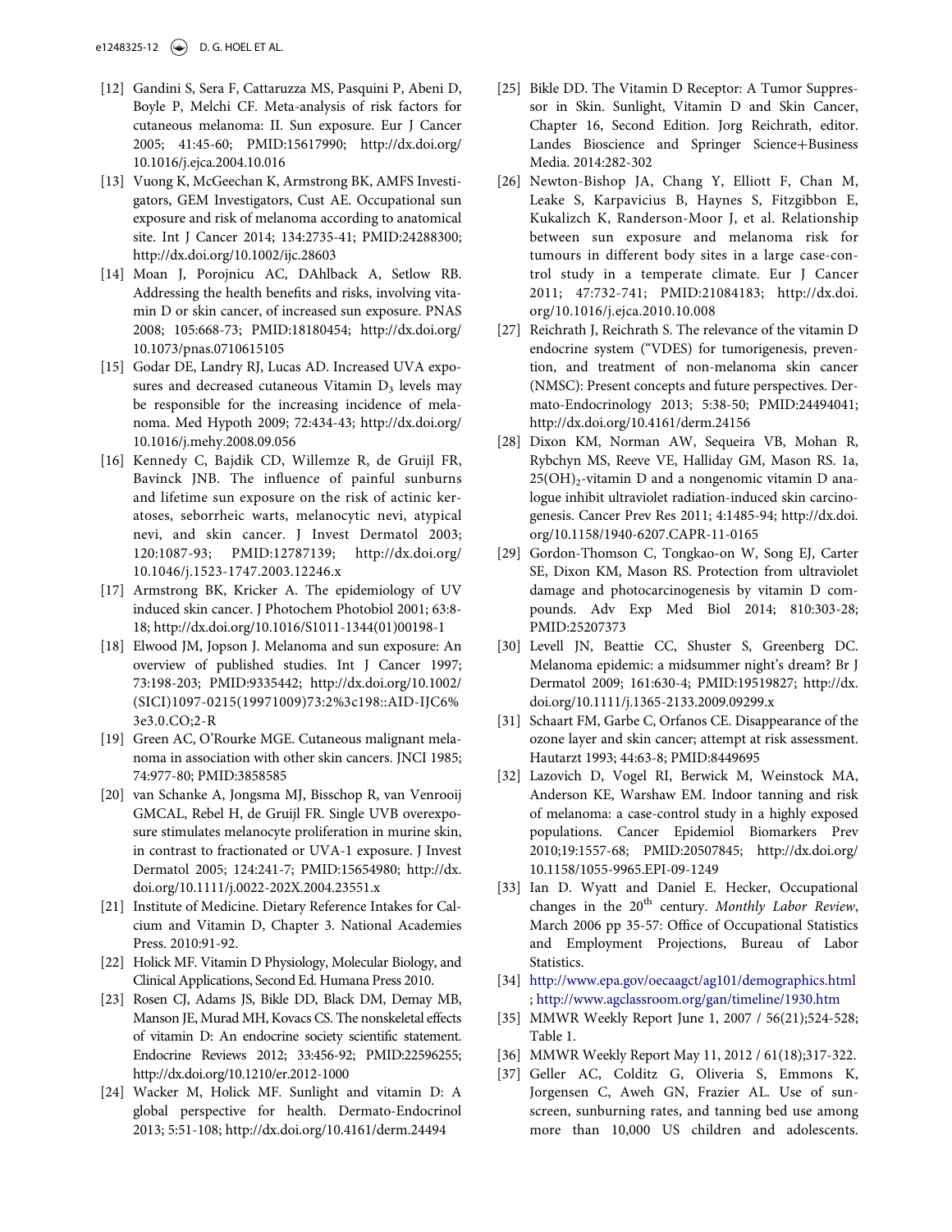[12] Gandini S, Sera F, Cattaruzza MS, Pasquini P, Abeni D, Boyle P, Melchi CF. Meta-analysis of risk factors for cutaneous melanoma: II. Sun exposure. Eur J Cancer 2005; 41:45-60; PMID:15617990; http://dx.doi.org/10.1016/j.ejca.2004.10.016

[13] Vuong K, McGeechan K, Armstrong BK, AMFS Investigators, GEM Investigators, Cust AE. Occupational sun exposure and risk of melanoma according to anatomical site. Int J Cancer 2014; 134:2735-41; PMID:24288300; http://dx.doi.org/10.1002/ijc.28603

[14] Moan J, Porojnicu AC, DAhlback A, Setlow RB. Addressing the health benefits and risks, involving vitamin D or skin cancer, of increased sun exposure. PNAS 2008; 105:668-73; PMID:18180454; http://dx.doi.org/10.1073/pnas.0710615105

[15] Godar DE, Landry RJ, Lucas AD. Increased UVA exposures and decreased cutaneous Vitamin $D_3$ levels may be responsible for the increasing incidence of melanoma. Med Hypoth 2009; 72:434-43; http://dx.doi.org/10.1016/j.mehy.2008.09.056

[16] Kennedy C, Bajdik CD, Willemze R, de Gruijl FR, Bavinck JNB. The influence of painful sunburns and lifetime sun exposure on the risk of actinic keratoses, seborrheic warts, melanocytic nevi, atypical nevi, and skin cancer. J Invest Dermatol 2003; 120:1087-93; PMID:12787139; http://dx.doi.org/10.1046/j.1523-1747.2003.12246.x

[17] Armstrong BK, Kricker A. The epidemiology of UV induced skin cancer. J Photochem Photobiol 2001; 63:8-18; http://dx.doi.org/10.1016/S1011-1344(01)00198-1

[18] Elwood JM, Jopson J. Melanoma and sun exposure: An overview of published studies. Int J Cancer 1997; 73:198-203; PMID:9335442; http://dx.doi.org/10.1002/(SICI)1097-0215(19971009)73:2%3c198::AID-IJC6%3e3.0.CO;2-R

[19] Green AC, O'Rourke MGE. Cutaneous malignant melanoma in association with other skin cancers. JNCI 1985; 74:977-80; PMID:3858585

[20] van Schanke A, Jongsma MJ, Bisschop R, van Venrooij GMCAL, Rebel H, de Gruijl FR. Single UVB overexposure stimulates melanocyte proliferation in murine skin, in contrast to fractionated or UVA-1 exposure. J Invest Dermatol 2005; 124:241-7; PMID:15654980; http://dx.doi.org/10.1111/j.0022-202X.2004.23551.x

[21] Institute of Medicine. Dietary Reference Intakes for Calcium and Vitamin D, Chapter 3. National Academies Press. 2010:91-92.

[22] Holick MF. Vitamin D Physiology, Molecular Biology, and Clinical Applications, Second Ed. Humana Press 2010.

[23] Rosen CJ, Adams JS, Bikle DD, Black DM, Demay MB, Manson JE, Murad MH, Kovacs CS. The nonskeletal effects of vitamin D: An endocrine society scientific statement. Endocrine Reviews 2012; 33:456-92; PMID:22596255; http://dx.doi.org/10.1210/er.2012-1000

[24] Wacker M, Holick MF. Sunlight and vitamin D: A global perspective for health. Dermato-Endocrinol 2013; 5:51-108; http://dx.doi.org/10.4161/derm.24494

[25] Bikle DD. The Vitamin D Receptor: A Tumor Suppressor in Skin. Sunlight, Vitamin D and Skin Cancer, Chapter 16, Second Edition. Jorg Reichrath, editor. Landes Bioscience and Springer Science+Business Media. 2014:282-302

[26] Newton-Bishop JA, Chang Y, Elliott F, Chan M, Leake S, Karpavicius B, Haynes S, Fitzgibbon E, Kukalizch K, Randerson-Moor J, et al. Relationship between sun exposure and melanoma risk for tumours in different body sites in a large case-control study in a temperate climate. Eur J Cancer 2011; 47:732-741; PMID:21084183; http://dx.doi.org/10.1016/j.ejca.2010.10.008

[27] Reichrath J, Reichrath S. The relevance of the vitamin D endocrine system ("VDES) for tumorigenesis, prevention, and treatment of non-melanoma skin cancer (NMSC): Present concepts and future perspectives. Dermato-Endocrinology 2013; 5:38-50; PMID:24494041; http://dx.doi.org/10.4161/derm.24156

[28] Dixon KM, Norman AW, Sequeira VB, Mohan R, Rybchyn MS, Reeve VE, Halliday GM, Mason RS. 1a, $25(OH)_2$-vitamin D and a nongenomic vitamin D analogue inhibit ultraviolet radiation-induced skin carcinogenesis. Cancer Prev Res 2011; 4:1485-94; http://dx.doi.org/10.1158/1940-6207.CAPR-11-0165

[29] Gordon-Thomson C, Tongkao-on W, Song EJ, Carter SE, Dixon KM, Mason RS. Protection from ultraviolet damage and photocarcinogenesis by vitamin D compounds. Adv Exp Med Biol 2014; 810:303-28; PMID:25207373

[30] Levell JN, Beattie CC, Shuster S, Greenberg DC. Melanoma epidemic: a midsummer night's dream? Br J Dermatol 2009; 161:630-4; PMID:19519827; http://dx.doi.org/10.1111/j.1365-2133.2009.09299.x

[31] Schaart FM, Garbe C, Orfanos CE. Disappearance of the ozone layer and skin cancer; attempt at risk assessment. Hautarzt 1993; 44:63-8; PMID:8449695

[32] Lazovich D, Vogel RI, Berwick M, Weinstock MA, Anderson KE, Warshaw EM. Indoor tanning and risk of melanoma: a case-control study in a highly exposed populations. Cancer Epidemiol Biomarkers Prev 2010;19:1557-68; PMID:20507845; http://dx.doi.org/10.1158/1055-9965.EPI-09-1249

[33] Ian D. Wyatt and Daniel E. Hecker, Occupational changes in the 20th century. *Monthly Labor Review*, March 2006 pp 35-57: Office of Occupational Statistics and Employment Projections, Bureau of Labor Statistics.

[34] http://www.epa.gov/oecaagct/ag101/demographics.html ; http://www.agclassroom.org/gan/timeline/1930.htm

[35] MMWR Weekly Report June 1, 2007 / 56(21);524-528; Table 1.

[36] MMWR Weekly Report May 11, 2012 / 61(18);317-322.

[37] Geller AC, Colditz G, Oliveria S, Emmons K, Jorgensen C, Aweh GN, Frazier AL. Use of sunscreen, sunburning rates, and tanning bed use among more than 10,000 US children and adolescents.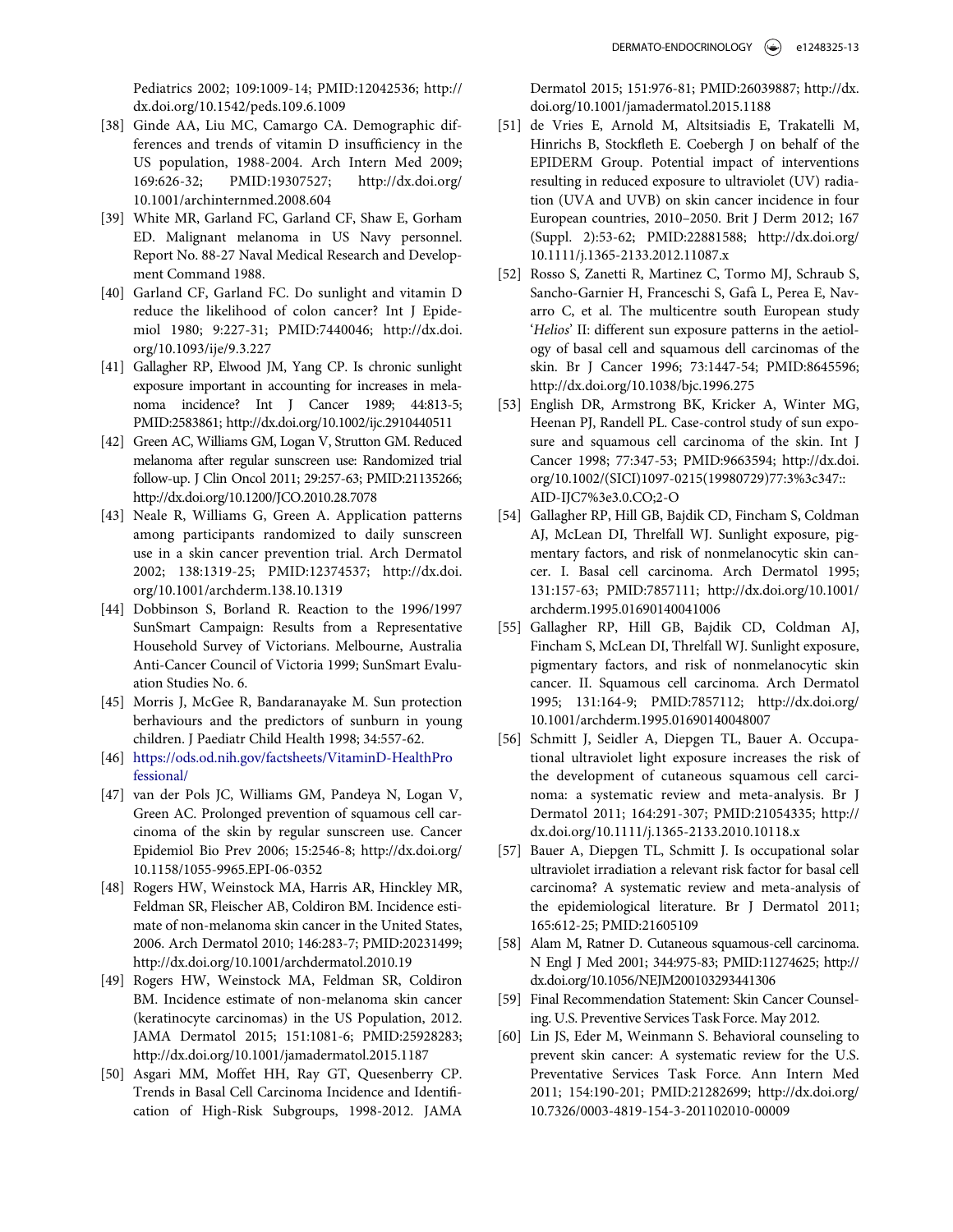Pediatrics 2002; 109:1009-14; PMID:12042536; http://dx.doi.org/10.1542/peds.109.6.1009

[38] Ginde AA, Liu MC, Camargo CA. Demographic differences and trends of vitamin D insufficiency in the US population, 1988-2004. Arch Intern Med 2009; 169:626-32; PMID:19307527; http://dx.doi.org/10.1001/archinternmed.2008.604

[39] White MR, Garland FC, Garland CF, Shaw E, Gorham ED. Malignant melanoma in US Navy personnel. Report No. 88-27 Naval Medical Research and Development Command 1988.

[40] Garland CF, Garland FC. Do sunlight and vitamin D reduce the likelihood of colon cancer? Int J Epidemiol 1980; 9:227-31; PMID:7440046; http://dx.doi.org/10.1093/ije/9.3.227

[41] Gallagher RP, Elwood JM, Yang CP. Is chronic sunlight exposure important in accounting for increases in melanoma incidence? Int J Cancer 1989; 44:813-5; PMID:2583861; http://dx.doi.org/10.1002/ijc.2910440511

[42] Green AC, Williams GM, Logan V, Strutton GM. Reduced melanoma after regular sunscreen use: Randomized trial follow-up. J Clin Oncol 2011; 29:257-63; PMID:21135266; http://dx.doi.org/10.1200/JCO.2010.28.7078

[43] Neale R, Williams G, Green A. Application patterns among participants randomized to daily sunscreen use in a skin cancer prevention trial. Arch Dermatol 2002; 138:1319-25; PMID:12374537; http://dx.doi.org/10.1001/archderm.138.10.1319

[44] Dobbinson S, Borland R. Reaction to the 1996/1997 SunSmart Campaign: Results from a Representative Household Survey of Victorians. Melbourne, Australia Anti-Cancer Council of Victoria 1999; SunSmart Evaluation Studies No. 6.

[45] Morris J, McGee R, Bandaranayake M. Sun protection berhaviours and the predictors of sunburn in young children. J Paediatr Child Health 1998; 34:557-62.

[46] https://ods.od.nih.gov/factsheets/VitaminD-HealthProfessional/

[47] van der Pols JC, Williams GM, Pandeya N, Logan V, Green AC. Prolonged prevention of squamous cell carcinoma of the skin by regular sunscreen use. Cancer Epidemiol Bio Prev 2006; 15:2546-8; http://dx.doi.org/10.1158/1055-9965.EPI-06-0352

[48] Rogers HW, Weinstock MA, Harris AR, Hinckley MR, Feldman SR, Fleischer AB, Coldiron BM. Incidence estimate of non-melanoma skin cancer in the United States, 2006. Arch Dermatol 2010; 146:283-7; PMID:20231499; http://dx.doi.org/10.1001/archdermatol.2010.19

[49] Rogers HW, Weinstock MA, Feldman SR, Coldiron BM. Incidence estimate of non-melanoma skin cancer (keratinocyte carcinomas) in the US Population, 2012. JAMA Dermatol 2015; 151:1081-6; PMID:25928283; http://dx.doi.org/10.1001/jamadermatol.2015.1187

[50] Asgari MM, Moffet HH, Ray GT, Quesenberry CP. Trends in Basal Cell Carcinoma Incidence and Identification of High-Risk Subgroups, 1998-2012. JAMA Dermatol 2015; 151:976-81; PMID:26039887; http://dx.doi.org/10.1001/jamadermatol.2015.1188

[51] de Vries E, Arnold M, Altsitsiadis E, Trakatelli M, Hinrichs B, Stockfleth E. Coebergh J on behalf of the EPIDERM Group. Potential impact of interventions resulting in reduced exposure to ultraviolet (UV) radiation (UVA and UVB) on skin cancer incidence in four European countries, 2010–2050. Brit J Derm 2012; 167 (Suppl. 2):53-62; PMID:22881588; http://dx.doi.org/10.1111/j.1365-2133.2012.11087.x

[52] Rosso S, Zanetti R, Martinez C, Tormo MJ, Schraub S, Sancho-Garnier H, Franceschi S, Gafà L, Perea E, Navarro C, et al. The multicentre south European study '*Helios*' II: different sun exposure patterns in the aetiology of basal cell and squamous dell carcinomas of the skin. Br J Cancer 1996; 73:1447-54; PMID:8645596; http://dx.doi.org/10.1038/bjc.1996.275

[53] English DR, Armstrong BK, Kricker A, Winter MG, Heenan PJ, Randell PL. Case-control study of sun exposure and squamous cell carcinoma of the skin. Int J Cancer 1998; 77:347-53; PMID:9663594; http://dx.doi.org/10.1002/(SICI)1097-0215(19980729)77:3%3c347::AID-IJC7%3e3.0.CO;2-O

[54] Gallagher RP, Hill GB, Bajdik CD, Fincham S, Coldman AJ, McLean DI, Threlfall WJ. Sunlight exposure, pigmentary factors, and risk of nonmelanocytic skin cancer. I. Basal cell carcinoma. Arch Dermatol 1995; 131:157-63; PMID:7857111; http://dx.doi.org/10.1001/archderm.1995.01690140041006

[55] Gallagher RP, Hill GB, Bajdik CD, Coldman AJ, Fincham S, McLean DI, Threlfall WJ. Sunlight exposure, pigmentary factors, and risk of nonmelanocytic skin cancer. II. Squamous cell carcinoma. Arch Dermatol 1995; 131:164-9; PMID:7857112; http://dx.doi.org/10.1001/archderm.1995.01690140048007

[56] Schmitt J, Seidler A, Diepgen TL, Bauer A. Occupational ultraviolet light exposure increases the risk of the development of cutaneous squamous cell carcinoma: a systematic review and meta-analysis. Br J Dermatol 2011; 164:291-307; PMID:21054335; http://dx.doi.org/10.1111/j.1365-2133.2010.10118.x

[57] Bauer A, Diepgen TL, Schmitt J. Is occupational solar ultraviolet irradiation a relevant risk factor for basal cell carcinoma? A systematic review and meta-analysis of the epidemiological literature. Br J Dermatol 2011; 165:612-25; PMID:21605109

[58] Alam M, Ratner D. Cutaneous squamous-cell carcinoma. N Engl J Med 2001; 344:975-83; PMID:11274625; http://dx.doi.org/10.1056/NEJM200103293441306

[59] Final Recommendation Statement: Skin Cancer Counseling. U.S. Preventive Services Task Force. May 2012.

[60] Lin JS, Eder M, Weinmann S. Behavioral counseling to prevent skin cancer: A systematic review for the U.S. Preventative Services Task Force. Ann Intern Med 2011; 154:190-201; PMID:21282699; http://dx.doi.org/10.7326/0003-4819-154-3-201102010-00009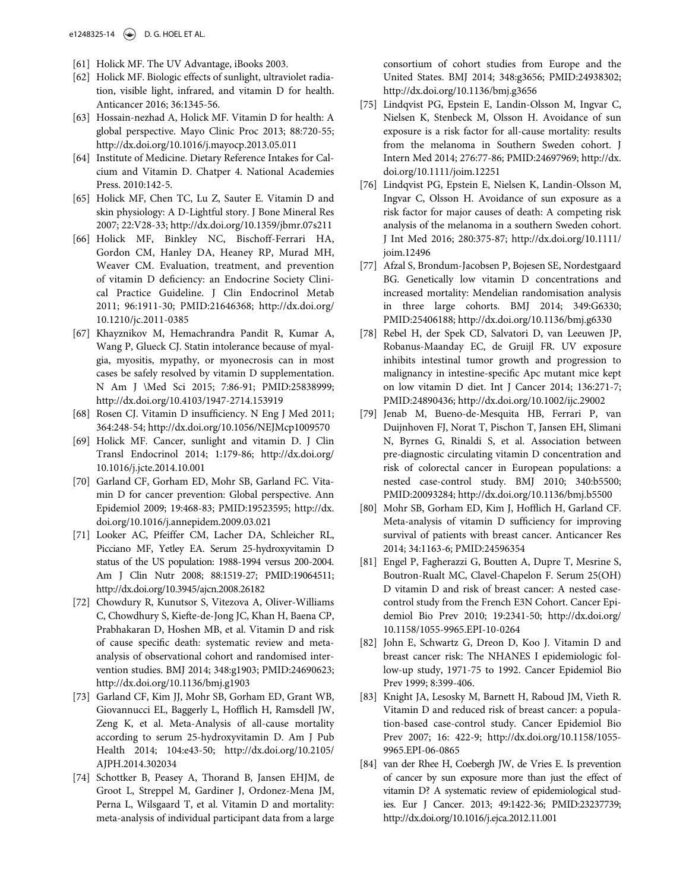[61] Holick MF. The UV Advantage, iBooks 2003.

[62] Holick MF. Biologic effects of sunlight, ultraviolet radiation, visible light, infrared, and vitamin D for health. Anticancer 2016; 36:1345-56.

[63] Hossain-nezhad A, Holick MF. Vitamin D for health: A global perspective. Mayo Clinic Proc 2013; 88:720-55; http://dx.doi.org/10.1016/j.mayocp.2013.05.011

[64] Institute of Medicine. Dietary Reference Intakes for Calcium and Vitamin D. Chatper 4. National Academies Press. 2010:142-5.

[65] Holick MF, Chen TC, Lu Z, Sauter E. Vitamin D and skin physiology: A D-Lightful story. J Bone Mineral Res 2007; 22:V28-33; http://dx.doi.org/10.1359/jbmr.07s211

[66] Holick MF, Binkley NC, Bischoff-Ferrari HA, Gordon CM, Hanley DA, Heaney RP, Murad MH, Weaver CM. Evaluation, treatment, and prevention of vitamin D deficiency: an Endocrine Society Clinical Practice Guideline. J Clin Endocrinol Metab 2011; 96:1911-30; PMID:21646368; http://dx.doi.org/10.1210/jc.2011-0385

[67] Khayznikov M, Hemachrandra Pandit R, Kumar A, Wang P, Glueck CJ. Statin intolerance because of myalgia, myositis, mypathy, or myonecrosis can in most cases be safely resolved by vitamin D supplementation. N Am J \Med Sci 2015; 7:86-91; PMID:25838999; http://dx.doi.org/10.4103/1947-2714.153919

[68] Rosen CJ. Vitamin D insufficiency. N Eng J Med 2011; 364:248-54; http://dx.doi.org/10.1056/NEJMcp1009570

[69] Holick MF. Cancer, sunlight and vitamin D. J Clin Transl Endocrinol 2014; 1:179-86; http://dx.doi.org/10.1016/j.jcte.2014.10.001

[70] Garland CF, Gorham ED, Mohr SB, Garland FC. Vitamin D for cancer prevention: Global perspective. Ann Epidemiol 2009; 19:468-83; PMID:19523595; http://dx.doi.org/10.1016/j.annepidem.2009.03.021

[71] Looker AC, Pfeiffer CM, Lacher DA, Schleicher RL, Picciano MF, Yetley EA. Serum 25-hydroxyvitamin D status of the US population: 1988-1994 versus 200-2004. Am J Clin Nutr 2008; 88:1519-27; PMID:19064511; http://dx.doi.org/10.3945/ajcn.2008.26182

[72] Chowdury R, Kunutsor S, Vitezova A, Oliver-Williams C, Chowdhury S, Kiefte-de-Jong JC, Khan H, Baena CP, Prabhakaran D, Hoshen MB, et al. Vitamin D and risk of cause specific death: systematic review and meta-analysis of observational cohort and randomised intervention studies. BMJ 2014; 348:g1903; PMID:24690623; http://dx.doi.org/10.1136/bmj.g1903

[73] Garland CF, Kim JJ, Mohr SB, Gorham ED, Grant WB, Giovannucci EL, Baggerly L, Hofflich H, Ramsdell JW, Zeng K, et al. Meta-Analysis of all-cause mortality according to serum 25-hydroxyvitamin D. Am J Pub Health 2014; 104:e43-50; http://dx.doi.org/10.2105/AJPH.2014.302034

[74] Schottker B, Peasey A, Thorand B, Jansen EHJM, de Groot L, Streppel M, Gardiner J, Ordonez-Mena JM, Perna L, Wilsgaard T, et al. Vitamin D and mortality: meta-analysis of individual participant data from a large consortium of cohort studies from Europe and the United States. BMJ 2014; 348:g3656; PMID:24938302; http://dx.doi.org/10.1136/bmj.g3656

[75] Lindqvist PG, Epstein E, Landin-Olsson M, Ingvar C, Nielsen K, Stenbeck M, Olsson H. Avoidance of sun exposure is a risk factor for all-cause mortality: results from the melanoma in Southern Sweden cohort. J Intern Med 2014; 276:77-86; PMID:24697969; http://dx.doi.org/10.1111/joim.12251

[76] Lindqvist PG, Epstein E, Nielsen K, Landin-Olsson M, Ingvar C, Olsson H. Avoidance of sun exposure as a risk factor for major causes of death: A competing risk analysis of the melanoma in a southern Sweden cohort. J Int Med 2016; 280:375-87; http://dx.doi.org/10.1111/joim.12496

[77] Afzal S, Brondum-Jacobsen P, Bojesen SE, Nordestgaard BG. Genetically low vitamin D concentrations and increased mortality: Mendelian randomisation analysis in three large cohorts. BMJ 2014; 349:G6330; PMID:25406188; http://dx.doi.org/10.1136/bmj.g6330

[78] Rebel H, der Spek CD, Salvatori D, van Leeuwen JP, Robanus-Maanday EC, de Gruijl FR. UV exposure inhibits intestinal tumor growth and progression to malignancy in intestine-specific Apc mutant mice kept on low vitamin D diet. Int J Cancer 2014; 136:271-7; PMID:24890436; http://dx.doi.org/10.1002/ijc.29002

[79] Jenab M, Bueno-de-Mesquita HB, Ferrari P, van Duijnhoven FJ, Norat T, Pischon T, Jansen EH, Slimani N, Byrnes G, Rinaldi S, et al. Association between pre-diagnostic circulating vitamin D concentration and risk of colorectal cancer in European populations: a nested case-control study. BMJ 2010; 340:b5500; PMID:20093284; http://dx.doi.org/10.1136/bmj.b5500

[80] Mohr SB, Gorham ED, Kim J, Hofflich H, Garland CF. Meta-analysis of vitamin D sufficiency for improving survival of patients with breast cancer. Anticancer Res 2014; 34:1163-6; PMID:24596354

[81] Engel P, Fagherazzi G, Boutten A, Dupre T, Mesrine S, Boutron-Rualt MC, Clavel-Chapelon F. Serum 25(OH) D vitamin D and risk of breast cancer: A nested case-control study from the French E3N Cohort. Cancer Epidemiol Bio Prev 2010; 19:2341-50; http://dx.doi.org/10.1158/1055-9965.EPI-10-0264

[82] John E, Schwartz G, Dreon D, Koo J. Vitamin D and breast cancer risk: The NHANES I epidemiologic follow-up study, 1971-75 to 1992. Cancer Epidemiol Bio Prev 1999; 8:399-406.

[83] Knight JA, Lesosky M, Barnett H, Raboud JM, Vieth R. Vitamin D and reduced risk of breast cancer: a population-based case-control study. Cancer Epidemiol Bio Prev 2007; 16: 422-9; http://dx.doi.org/10.1158/1055-9965.EPI-06-0865

[84] van der Rhee H, Coebergh JW, de Vries E. Is prevention of cancer by sun exposure more than just the effect of vitamin D? A systematic review of epidemiological studies. Eur J Cancer. 2013; 49:1422-36; PMID:23237739; http://dx.doi.org/10.1016/j.ejca.2012.11.001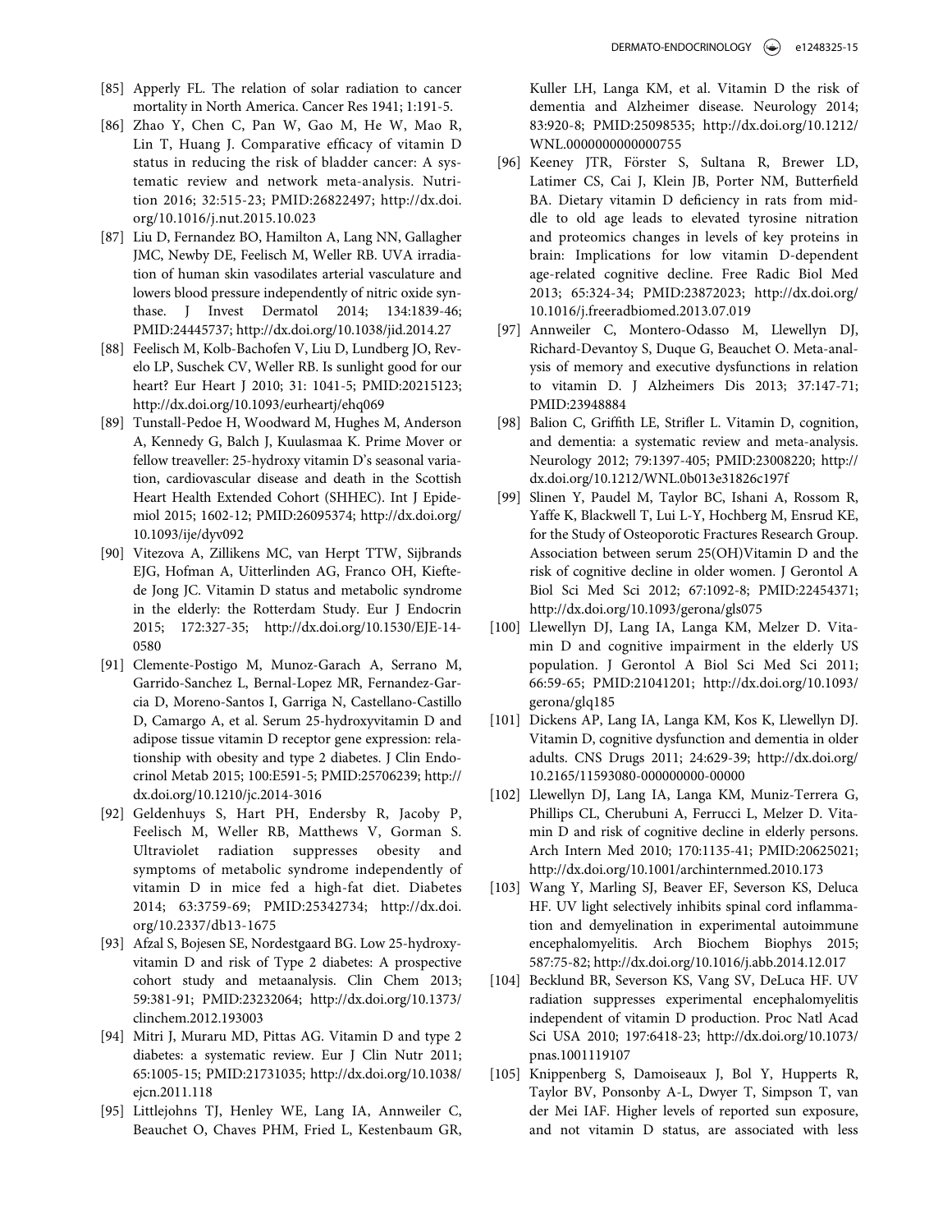[85] Apperly FL. The relation of solar radiation to cancer mortality in North America. Cancer Res 1941; 1:191-5.

[86] Zhao Y, Chen C, Pan W, Gao M, He W, Mao R, Lin T, Huang J. Comparative efficacy of vitamin D status in reducing the risk of bladder cancer: A systematic review and network meta-analysis. Nutrition 2016; 32:515-23; PMID:26822497; http://dx.doi.org/10.1016/j.nut.2015.10.023

[87] Liu D, Fernandez BO, Hamilton A, Lang NN, Gallagher JMC, Newby DE, Feelisch M, Weller RB. UVA irradiation of human skin vasodilates arterial vasculature and lowers blood pressure independently of nitric oxide synthase. J Invest Dermatol 2014; 134:1839-46; PMID:24445737; http://dx.doi.org/10.1038/jid.2014.27

[88] Feelisch M, Kolb-Bachofen V, Liu D, Lundberg JO, Revelo LP, Suschek CV, Weller RB. Is sunlight good for our heart? Eur Heart J 2010; 31: 1041-5; PMID:20215123; http://dx.doi.org/10.1093/eurheartj/ehq069

[89] Tunstall-Pedoe H, Woodward M, Hughes M, Anderson A, Kennedy G, Balch J, Kuulasmaa K. Prime Mover or fellow treaveller: 25-hydroxy vitamin D's seasonal variation, cardiovascular disease and death in the Scottish Heart Health Extended Cohort (SHHEC). Int J Epidemiol 2015; 1602-12; PMID:26095374; http://dx.doi.org/10.1093/ije/dyv092

[90] Vitezova A, Zillikens MC, van Herpt TTW, Sijbrands EJG, Hofman A, Uitterlinden AG, Franco OH, Kieftede Jong JC. Vitamin D status and metabolic syndrome in the elderly: the Rotterdam Study. Eur J Endocrin 2015; 172:327-35; http://dx.doi.org/10.1530/EJE-14-0580

[91] Clemente-Postigo M, Munoz-Garach A, Serrano M, Garrido-Sanchez L, Bernal-Lopez MR, Fernandez-Garcia D, Moreno-Santos I, Garriga N, Castellano-Castillo D, Camargo A, et al. Serum 25-hydroxyvitamin D and adipose tissue vitamin D receptor gene expression: relationship with obesity and type 2 diabetes. J Clin Endocrinol Metab 2015; 100:E591-5; PMID:25706239; http://dx.doi.org/10.1210/jc.2014-3016

[92] Geldenhuys S, Hart PH, Endersby R, Jacoby P, Feelisch M, Weller RB, Matthews V, Gorman S. Ultraviolet radiation suppresses obesity and symptoms of metabolic syndrome independently of vitamin D in mice fed a high-fat diet. Diabetes 2014; 63:3759-69; PMID:25342734; http://dx.doi.org/10.2337/db13-1675

[93] Afzal S, Bojesen SE, Nordestgaard BG. Low 25-hydroxyvitamin D and risk of Type 2 diabetes: A prospective cohort study and metaanalysis. Clin Chem 2013; 59:381-91; PMID:23232064; http://dx.doi.org/10.1373/clinchem.2012.193003

[94] Mitri J, Muraru MD, Pittas AG. Vitamin D and type 2 diabetes: a systematic review. Eur J Clin Nutr 2011; 65:1005-15; PMID:21731035; http://dx.doi.org/10.1038/ejcn.2011.118

[95] Littlejohns TJ, Henley WE, Lang IA, Annweiler C, Beauchet O, Chaves PHM, Fried L, Kestenbaum GR, Kuller LH, Langa KM, et al. Vitamin D the risk of dementia and Alzheimer disease. Neurology 2014; 83:920-8; PMID:25098535; http://dx.doi.org/10.1212/WNL.0000000000000755

[96] Keeney JTR, Förster S, Sultana R, Brewer LD, Latimer CS, Cai J, Klein JB, Porter NM, Butterfield BA. Dietary vitamin D deficiency in rats from middle to old age leads to elevated tyrosine nitration and proteomics changes in levels of key proteins in brain: Implications for low vitamin D-dependent age-related cognitive decline. Free Radic Biol Med 2013; 65:324-34; PMID:23872023; http://dx.doi.org/10.1016/j.freeradbiomed.2013.07.019

[97] Annweiler C, Montero-Odasso M, Llewellyn DJ, Richard-Devantoy S, Duque G, Beauchet O. Meta-analysis of memory and executive dysfunctions in relation to vitamin D. J Alzheimers Dis 2013; 37:147-71; PMID:23948884

[98] Balion C, Griffith LE, Strifler L. Vitamin D, cognition, and dementia: a systematic review and meta-analysis. Neurology 2012; 79:1397-405; PMID:23008220; http://dx.doi.org/10.1212/WNL.0b013e31826c197f

[99] Slinen Y, Paudel M, Taylor BC, Ishani A, Rossom R, Yaffe K, Blackwell T, Lui L-Y, Hochberg M, Ensrud KE, for the Study of Osteoporotic Fractures Research Group. Association between serum 25(OH)Vitamin D and the risk of cognitive decline in older women. J Gerontol A Biol Sci Med Sci 2012; 67:1092-8; PMID:22454371; http://dx.doi.org/10.1093/gerona/gls075

[100] Llewellyn DJ, Lang IA, Langa KM, Melzer D. Vitamin D and cognitive impairment in the elderly US population. J Gerontol A Biol Sci Med Sci 2011; 66:59-65; PMID:21041201; http://dx.doi.org/10.1093/gerona/glq185

[101] Dickens AP, Lang IA, Langa KM, Kos K, Llewellyn DJ. Vitamin D, cognitive dysfunction and dementia in older adults. CNS Drugs 2011; 24:629-39; http://dx.doi.org/10.2165/11593080-000000000-00000

[102] Llewellyn DJ, Lang IA, Langa KM, Muniz-Terrera G, Phillips CL, Cherubuni A, Ferrucci L, Melzer D. Vitamin D and risk of cognitive decline in elderly persons. Arch Intern Med 2010; 170:1135-41; PMID:20625021; http://dx.doi.org/10.1001/archinternmed.2010.173

[103] Wang Y, Marling SJ, Beaver EF, Severson KS, Deluca HF. UV light selectively inhibits spinal cord inflammation and demyelination in experimental autoimmune encephalomyelitis. Arch Biochem Biophys 2015; 587:75-82; http://dx.doi.org/10.1016/j.abb.2014.12.017

[104] Becklund BR, Severson KS, Vang SV, DeLuca HF. UV radiation suppresses experimental encephalomyelitis independent of vitamin D production. Proc Natl Acad Sci USA 2010; 197:6418-23; http://dx.doi.org/10.1073/pnas.1001119107

[105] Knippenberg S, Damoiseaux J, Bol Y, Hupperts R, Taylor BV, Ponsonby A-L, Dwyer T, Simpson T, van der Mei IAF. Higher levels of reported sun exposure, and not vitamin D status, are associated with less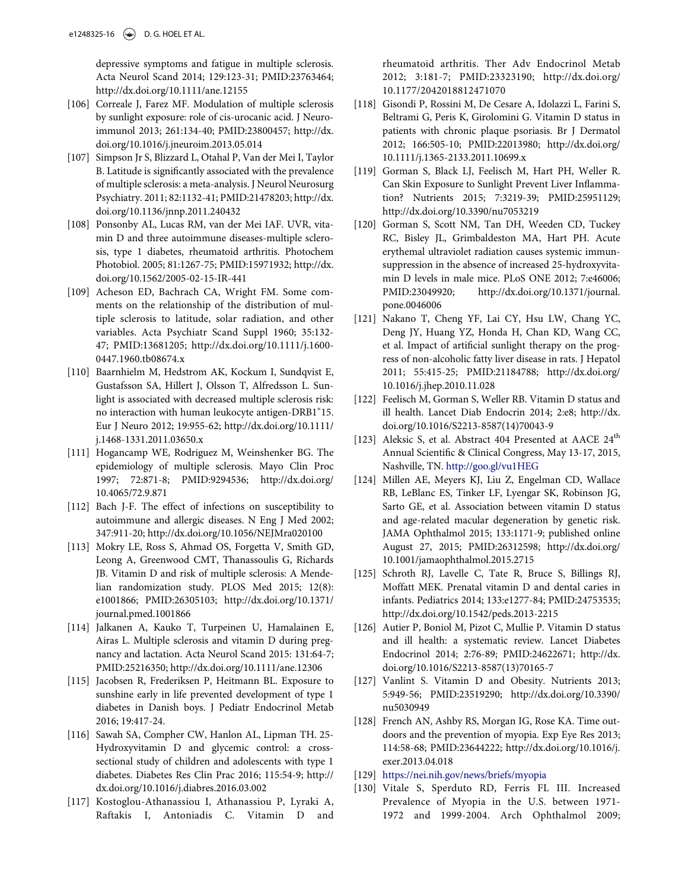depressive symptoms and fatigue in multiple sclerosis. Acta Neurol Scand 2014; 129:123-31; PMID:23763464; http://dx.doi.org/10.1111/ane.12155

[106] Correale J, Farez MF. Modulation of multiple sclerosis by sunlight exposure: role of cis-urocanic acid. J Neuroimmunol 2013; 261:134-40; PMID:23800457; http://dx.doi.org/10.1016/j.jneuroim.2013.05.014

[107] Simpson Jr S, Blizzard L, Otahal P, Van der Mei I, Taylor B. Latitude is significantly associated with the prevalence of multiple sclerosis: a meta-analysis. J Neurol Neurosurg Psychiatry. 2011; 82:1132-41; PMID:21478203; http://dx.doi.org/10.1136/jnnp.2011.240432

[108] Ponsonby AL, Lucas RM, van der Mei IAF. UVR, vitamin D and three autoimmune diseases-multiple sclerosis, type 1 diabetes, rheumatoid arthritis. Photochem Photobiol. 2005; 81:1267-75; PMID:15971932; http://dx.doi.org/10.1562/2005-02-15-IR-441

[109] Acheson ED, Bachrach CA, Wright FM. Some comments on the relationship of the distribution of multiple sclerosis to latitude, solar radiation, and other variables. Acta Psychiatr Scand Suppl 1960; 35:132-47; PMID:13681205; http://dx.doi.org/10.1111/j.1600-0447.1960.tb08674.x

[110] Baarnhielm M, Hedstrom AK, Kockum I, Sundqvist E, Gustafsson SA, Hillert J, Olsson T, Alfredsson L. Sunlight is associated with decreased multiple sclerosis risk: no interaction with human leukocyte antigen-DRB1*15. Eur J Neuro 2012; 19:955-62; http://dx.doi.org/10.1111/j.1468-1331.2011.03650.x

[111] Hogancamp WE, Rodriguez M, Weinshenker BG. The epidemiology of multiple sclerosis. Mayo Clin Proc 1997; 72:871-8; PMID:9294536; http://dx.doi.org/10.4065/72.9.871

[112] Bach J-F. The effect of infections on susceptibility to autoimmune and allergic diseases. N Eng J Med 2002; 347:911-20; http://dx.doi.org/10.1056/NEJMra020100

[113] Mokry LE, Ross S, Ahmad OS, Forgetta V, Smith GD, Leong A, Greenwood CMT, Thanassoulis G, Richards JB. Vitamin D and risk of multiple sclerosis: A Mendelian randomization study. PLOS Med 2015; 12(8): e1001866; PMID:26305103; http://dx.doi.org/10.1371/journal.pmed.1001866

[114] Jalkanen A, Kauko T, Turpeinen U, Hamalainen E, Airas L. Multiple sclerosis and vitamin D during pregnancy and lactation. Acta Neurol Scand 2015: 131:64-7; PMID:25216350; http://dx.doi.org/10.1111/ane.12306

[115] Jacobsen R, Frederiksen P, Heitmann BL. Exposure to sunshine early in life prevented development of type 1 diabetes in Danish boys. J Pediatr Endocrinol Metab 2016; 19:417-24.

[116] Sawah SA, Compher CW, Hanlon AL, Lipman TH. 25-Hydroxyvitamin D and glycemic control: a cross-sectional study of children and adolescents with type 1 diabetes. Diabetes Res Clin Prac 2016; 115:54-9; http://dx.doi.org/10.1016/j.diabres.2016.03.002

[117] Kostoglou-Athanassiou I, Athanassiou P, Lyraki A, Raftakis I, Antoniadis C. Vitamin D and rheumatoid arthritis. Ther Adv Endocrinol Metab 2012; 3:181-7; PMID:23323190; http://dx.doi.org/10.1177/2042018812471070

[118] Gisondi P, Rossini M, De Cesare A, Idolazzi L, Farini S, Beltrami G, Peris K, Girolomini G. Vitamin D status in patients with chronic plaque psoriasis. Br J Dermatol 2012; 166:505-10; PMID:22013980; http://dx.doi.org/10.1111/j.1365-2133.2011.10699.x

[119] Gorman S, Black LJ, Feelisch M, Hart PH, Weller R. Can Skin Exposure to Sunlight Prevent Liver Inflammation? Nutrients 2015; 7:3219-39; PMID:25951129; http://dx.doi.org/10.3390/nu7053219

[120] Gorman S, Scott NM, Tan DH, Weeden CD, Tuckey RC, Bisley JL, Grimbaldeston MA, Hart PH. Acute erythemal ultraviolet radiation causes systemic immunsuppression in the absence of increased 25-hydroxyvitamin D levels in male mice. PLoS ONE 2012; 7:e46006; PMID:23049920; http://dx.doi.org/10.1371/journal.pone.0046006

[121] Nakano T, Cheng YF, Lai CY, Hsu LW, Chang YC, Deng JY, Huang YZ, Honda H, Chan KD, Wang CC, et al. Impact of artificial sunlight therapy on the progress of non-alcoholic fatty liver disease in rats. J Hepatol 2011; 55:415-25; PMID:21184788; http://dx.doi.org/10.1016/j.jhep.2010.11.028

[122] Feelisch M, Gorman S, Weller RB. Vitamin D status and ill health. Lancet Diab Endocrin 2014; 2:e8; http://dx.doi.org/10.1016/S2213-8587(14)70043-9

[123] Aleksic S, et al. Abstract 404 Presented at AACE 24th Annual Scientific & Clinical Congress, May 13-17, 2015, Nashville, TN. http://goo.gl/vu1HEG

[124] Millen AE, Meyers KJ, Liu Z, Engelman CD, Wallace RB, LeBlanc ES, Tinker LF, Lyengar SK, Robinson JG, Sarto GE, et al. Association between vitamin D status and age-related macular degeneration by genetic risk. JAMA Ophthalmol 2015; 133:1171-9; published online August 27, 2015; PMID:26312598; http://dx.doi.org/10.1001/jamaophthalmol.2015.2715

[125] Schroth RJ, Lavelle C, Tate R, Bruce S, Billings RJ, Moffatt MEK. Prenatal vitamin D and dental caries in infants. Pediatrics 2014; 133:e1277-84; PMID:24753535; http://dx.doi.org/10.1542/peds.2013-2215

[126] Autier P, Boniol M, Pizot C, Mullie P. Vitamin D status and ill health: a systematic review. Lancet Diabetes Endocrinol 2014; 2:76-89; PMID:24622671; http://dx.doi.org/10.1016/S2213-8587(13)70165-7

[127] Vanlint S. Vitamin D and Obesity. Nutrients 2013; 5:949-56; PMID:23519290; http://dx.doi.org/10.3390/nu5030949

[128] French AN, Ashby RS, Morgan IG, Rose KA. Time outdoors and the prevention of myopia. Exp Eye Res 2013; 114:58-68; PMID:23644222; http://dx.doi.org/10.1016/j.exer.2013.04.018

[129] https://nei.nih.gov/news/briefs/myopia

[130] Vitale S, Sperduto RD, Ferris FL III. Increased Prevalence of Myopia in the U.S. between 1971-1972 and 1999-2004. Arch Ophthalmol 2009;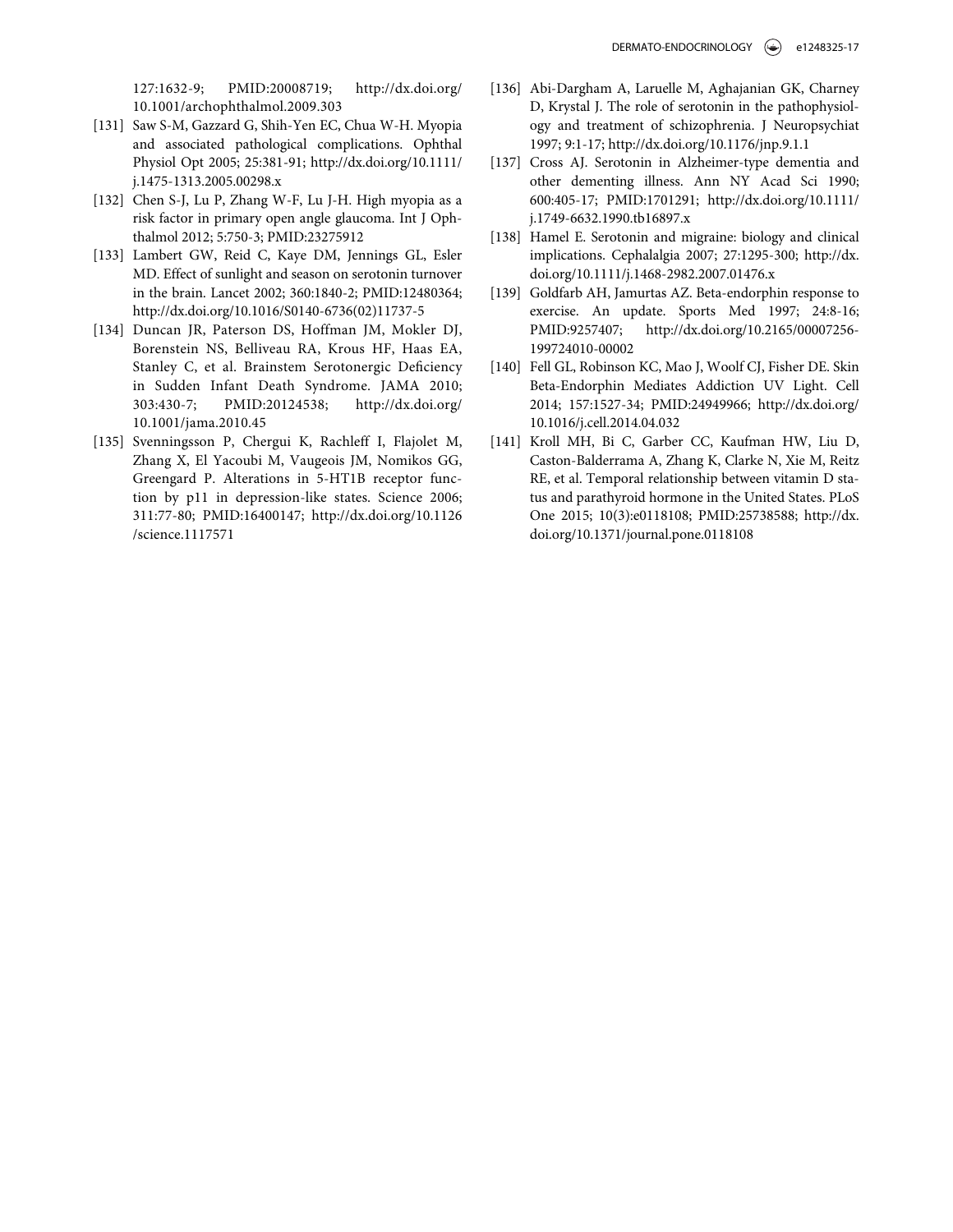127:1632-9; PMID:20008719; http://dx.doi.org/10.1001/archophthalmol.2009.303

[131] Saw S-M, Gazzard G, Shih-Yen EC, Chua W-H. Myopia and associated pathological complications. Ophthal Physiol Opt 2005; 25:381-91; http://dx.doi.org/10.1111/j.1475-1313.2005.00298.x

[132] Chen S-J, Lu P, Zhang W-F, Lu J-H. High myopia as a risk factor in primary open angle glaucoma. Int J Ophthalmol 2012; 5:750-3; PMID:23275912

[133] Lambert GW, Reid C, Kaye DM, Jennings GL, Esler MD. Effect of sunlight and season on serotonin turnover in the brain. Lancet 2002; 360:1840-2; PMID:12480364; http://dx.doi.org/10.1016/S0140-6736(02)11737-5

[134] Duncan JR, Paterson DS, Hoffman JM, Mokler DJ, Borenstein NS, Belliveau RA, Krous HF, Haas EA, Stanley C, et al. Brainstem Serotonergic Deficiency in Sudden Infant Death Syndrome. JAMA 2010; 303:430-7; PMID:20124538; http://dx.doi.org/10.1001/jama.2010.45

[135] Svenningsson P, Chergui K, Rachleff I, Flajolet M, Zhang X, El Yacoubi M, Vaugeois JM, Nomikos GG, Greengard P. Alterations in 5-HT1B receptor function by p11 in depression-like states. Science 2006; 311:77-80; PMID:16400147; http://dx.doi.org/10.1126/science.1117571

[136] Abi-Dargham A, Laruelle M, Aghajanian GK, Charney D, Krystal J. The role of serotonin in the pathophysiology and treatment of schizophrenia. J Neuropsychiat 1997; 9:1-17; http://dx.doi.org/10.1176/jnp.9.1.1

[137] Cross AJ. Serotonin in Alzheimer-type dementia and other dementing illness. Ann NY Acad Sci 1990; 600:405-17; PMID:1701291; http://dx.doi.org/10.1111/j.1749-6632.1990.tb16897.x

[138] Hamel E. Serotonin and migraine: biology and clinical implications. Cephalalgia 2007; 27:1295-300; http://dx.doi.org/10.1111/j.1468-2982.2007.01476.x

[139] Goldfarb AH, Jamurtas AZ. Beta-endorphin response to exercise. An update. Sports Med 1997; 24:8-16; PMID:9257407; http://dx.doi.org/10.2165/00007256-199724010-00002

[140] Fell GL, Robinson KC, Mao J, Woolf CJ, Fisher DE. Skin Beta-Endorphin Mediates Addiction UV Light. Cell 2014; 157:1527-34; PMID:24949966; http://dx.doi.org/10.1016/j.cell.2014.04.032

[141] Kroll MH, Bi C, Garber CC, Kaufman HW, Liu D, Caston-Balderrama A, Zhang K, Clarke N, Xie M, Reitz RE, et al. Temporal relationship between vitamin D status and parathyroid hormone in the United States. PLoS One 2015; 10(3):e0118108; PMID:25738588; http://dx.doi.org/10.1371/journal.pone.0118108